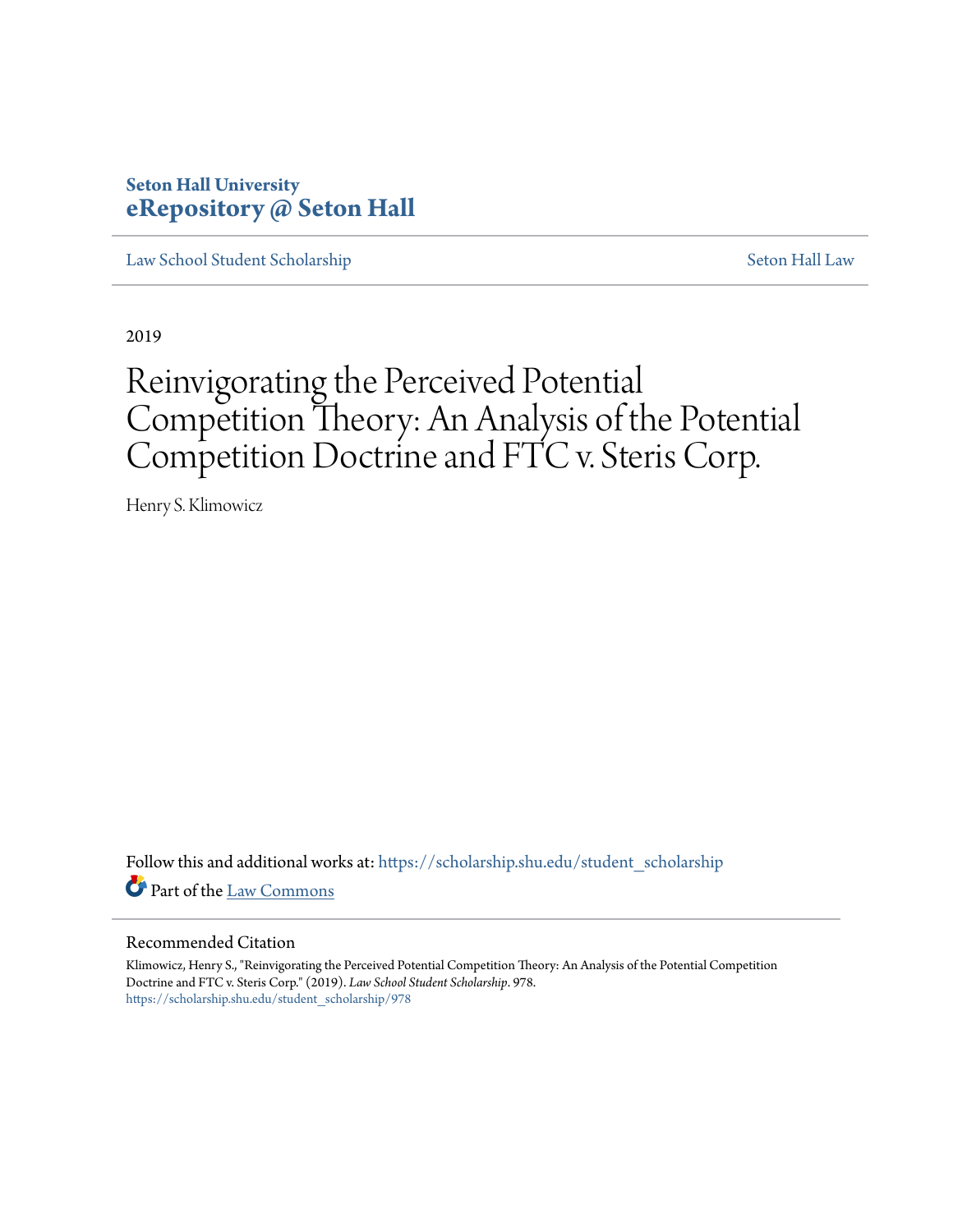Seton Hall University
**eRepository @ Seton Hall**

Law School Student Scholarship | Seton Hall Law

2019

# Reinvigorating the Perceived Potential Competition Theory: An Analysis of the Potential Competition Doctrine and FTC v. Steris Corp.

Henry S. Klimowicz

Follow this and additional works at: https://scholarship.shu.edu/student_scholarship

Part of the Law Commons

## Recommended Citation

Klimowicz, Henry S., "Reinvigorating the Perceived Potential Competition Theory: An Analysis of the Potential Competition Doctrine and FTC v. Steris Corp." (2019). *Law School Student Scholarship*. 978.
https://scholarship.shu.edu/student_scholarship/978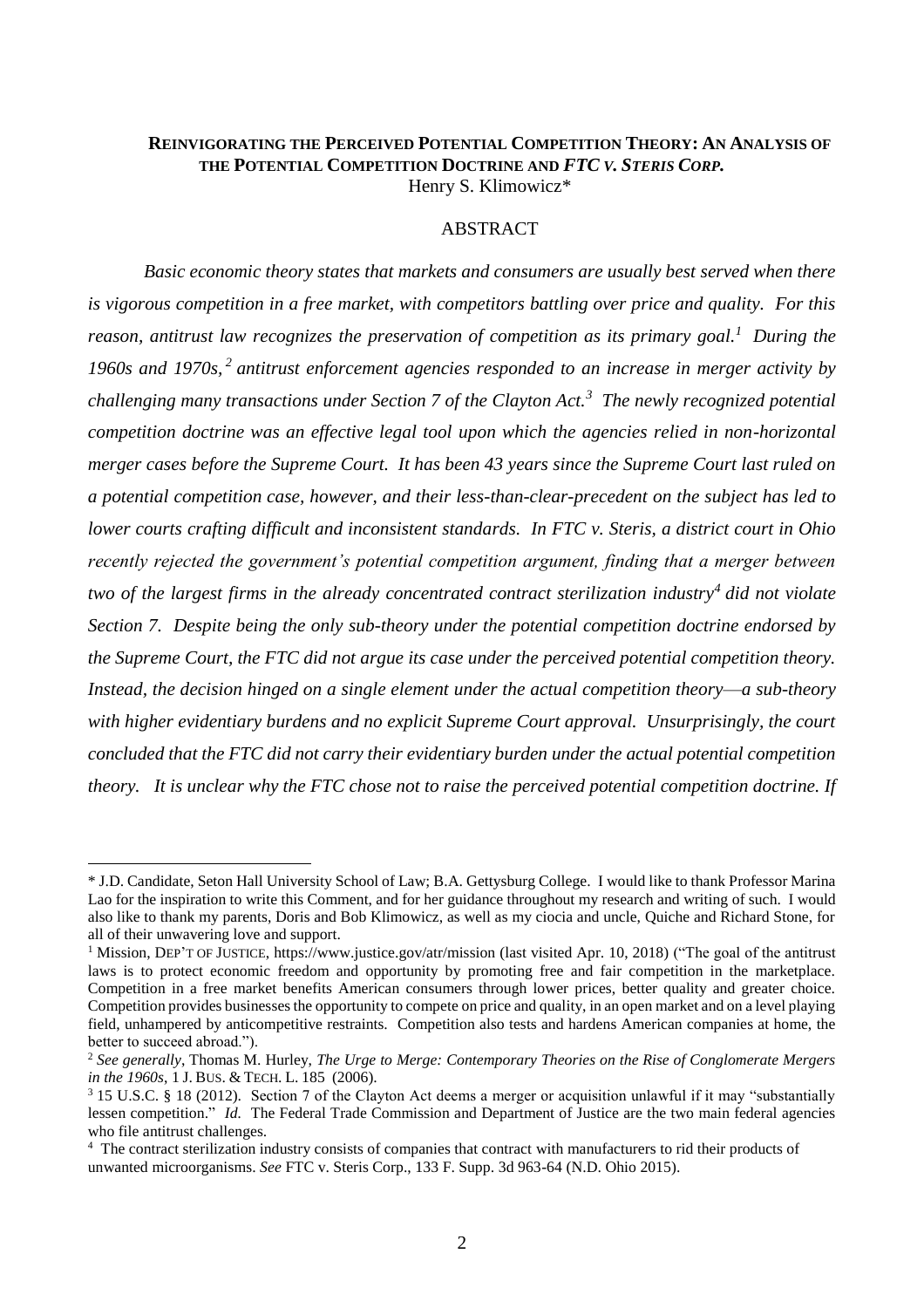**REINVIGORATING THE PERCEIVED POTENTIAL COMPETITION THEORY: AN ANALYSIS OF THE POTENTIAL COMPETITION DOCTRINE AND *FTC V. STERIS CORP.***

Henry S. Klimowicz*

ABSTRACT

*Basic economic theory states that markets and consumers are usually best served when there is vigorous competition in a free market, with competitors battling over price and quality. For this reason, antitrust law recognizes the preservation of competition as its primary goal.*[1] *During the 1960s and 1970s,*[2] *antitrust enforcement agencies responded to an increase in merger activity by challenging many transactions under Section 7 of the Clayton Act.*[3] *The newly recognized potential competition doctrine was an effective legal tool upon which the agencies relied in non-horizontal merger cases before the Supreme Court. It has been 43 years since the Supreme Court last ruled on a potential competition case, however, and their less-than-clear-precedent on the subject has led to lower courts crafting difficult and inconsistent standards. In FTC v. Steris, a district court in Ohio recently rejected the government's potential competition argument, finding that a merger between two of the largest firms in the already concentrated contract sterilization industry*[4] *did not violate Section 7. Despite being the only sub-theory under the potential competition doctrine endorsed by the Supreme Court, the FTC did not argue its case under the perceived potential competition theory. Instead, the decision hinged on a single element under the actual competition theory—a sub-theory with higher evidentiary burdens and no explicit Supreme Court approval. Unsurprisingly, the court concluded that the FTC did not carry their evidentiary burden under the actual potential competition theory. It is unclear why the FTC chose not to raise the perceived potential competition doctrine. If*

---

\* J.D. Candidate, Seton Hall University School of Law; B.A. Gettysburg College. I would like to thank Professor Marina Lao for the inspiration to write this Comment, and for her guidance throughout my research and writing of such. I would also like to thank my parents, Doris and Bob Klimowicz, as well as my ciocia and uncle, Quiche and Richard Stone, for all of their unwavering love and support.

[1] Mission, DEP'T OF JUSTICE, https://www.justice.gov/atr/mission (last visited Apr. 10, 2018) ("The goal of the antitrust laws is to protect economic freedom and opportunity by promoting free and fair competition in the marketplace. Competition in a free market benefits American consumers through lower prices, better quality and greater choice. Competition provides businesses the opportunity to compete on price and quality, in an open market and on a level playing field, unhampered by anticompetitive restraints. Competition also tests and hardens American companies at home, the better to succeed abroad.").

[2] *See generally*, Thomas M. Hurley, *The Urge to Merge: Contemporary Theories on the Rise of Conglomerate Mergers in the 1960s*, 1 J. BUS. & TECH. L. 185 (2006).

[3] 15 U.S.C. § 18 (2012). Section 7 of the Clayton Act deems a merger or acquisition unlawful if it may "substantially lessen competition." *Id.* The Federal Trade Commission and Department of Justice are the two main federal agencies who file antitrust challenges.

[4] The contract sterilization industry consists of companies that contract with manufacturers to rid their products of unwanted microorganisms. *See* FTC v. Steris Corp., 133 F. Supp. 3d 963-64 (N.D. Ohio 2015).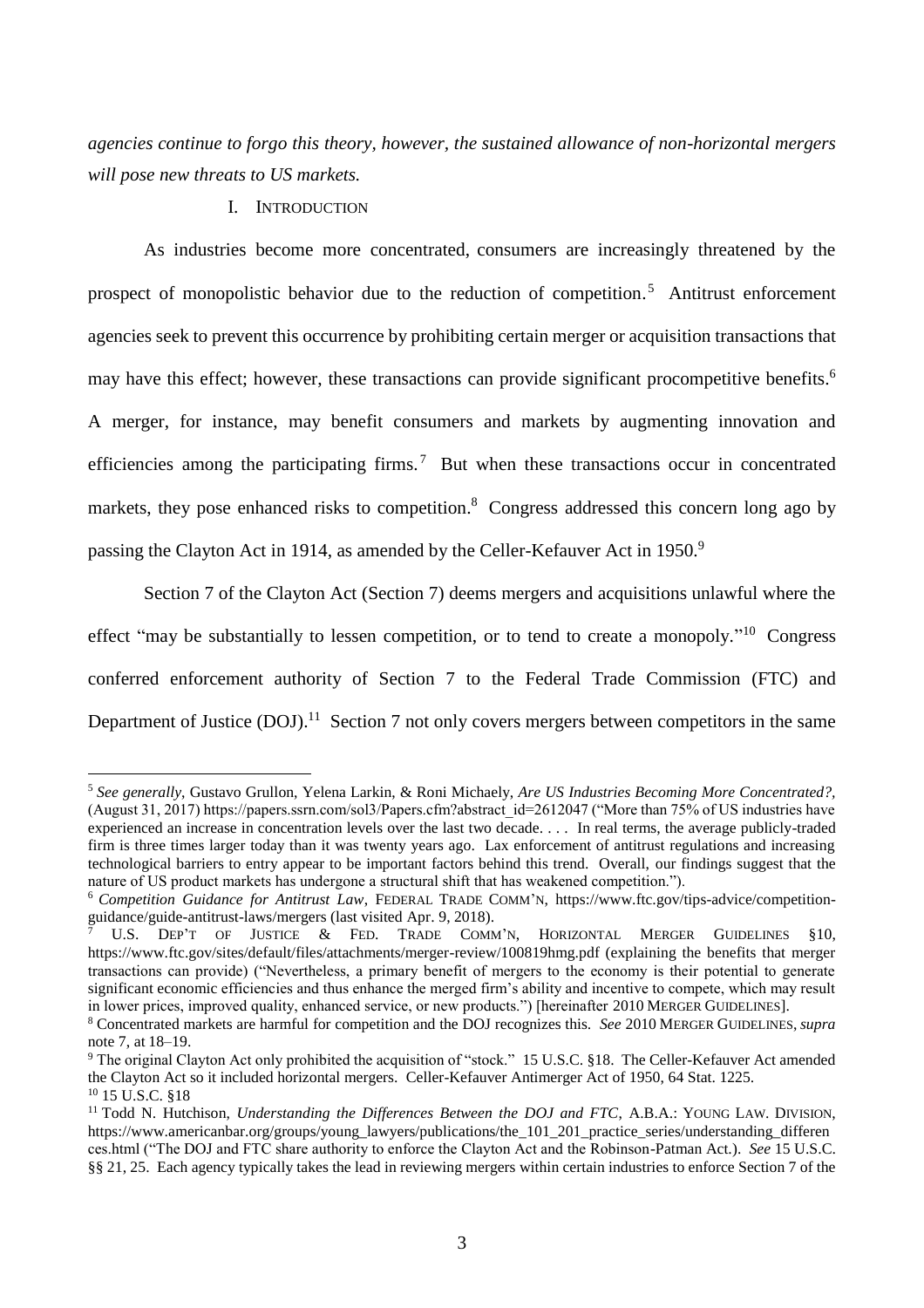*agencies continue to forgo this theory, however, the sustained allowance of non-horizontal mergers will pose new threats to US markets.*

## I. Introduction

As industries become more concentrated, consumers are increasingly threatened by the prospect of monopolistic behavior due to the reduction of competition.[5] Antitrust enforcement agencies seek to prevent this occurrence by prohibiting certain merger or acquisition transactions that may have this effect; however, these transactions can provide significant procompetitive benefits.[6] A merger, for instance, may benefit consumers and markets by augmenting innovation and efficiencies among the participating firms.[7] But when these transactions occur in concentrated markets, they pose enhanced risks to competition.[8] Congress addressed this concern long ago by passing the Clayton Act in 1914, as amended by the Celler-Kefauver Act in 1950.[9]

Section 7 of the Clayton Act (Section 7) deems mergers and acquisitions unlawful where the effect "may be substantially to lessen competition, or to tend to create a monopoly."[10] Congress conferred enforcement authority of Section 7 to the Federal Trade Commission (FTC) and Department of Justice (DOJ).[11] Section 7 not only covers mergers between competitors in the same

---

[5] *See generally*, Gustavo Grullon, Yelena Larkin, & Roni Michaely, *Are US Industries Becoming More Concentrated?*, (August 31, 2017) https://papers.ssrn.com/sol3/Papers.cfm?abstract_id=2612047 ("More than 75% of US industries have experienced an increase in concentration levels over the last two decade. . . . In real terms, the average publicly-traded firm is three times larger today than it was twenty years ago. Lax enforcement of antitrust regulations and increasing technological barriers to entry appear to be important factors behind this trend. Overall, our findings suggest that the nature of US product markets has undergone a structural shift that has weakened competition.").

[6] *Competition Guidance for Antitrust Law*, FEDERAL TRADE COMM'N, https://www.ftc.gov/tips-advice/competition-guidance/guide-antitrust-laws/mergers (last visited Apr. 9, 2018).

[7] U.S. DEP'T OF JUSTICE & FED. TRADE COMM'N, HORIZONTAL MERGER GUIDELINES §10, https://www.ftc.gov/sites/default/files/attachments/merger-review/100819hmg.pdf (explaining the benefits that merger transactions can provide) ("Nevertheless, a primary benefit of mergers to the economy is their potential to generate significant economic efficiencies and thus enhance the merged firm's ability and incentive to compete, which may result in lower prices, improved quality, enhanced service, or new products.") [hereinafter 2010 MERGER GUIDELINES].

[8] Concentrated markets are harmful for competition and the DOJ recognizes this. *See* 2010 MERGER GUIDELINES, *supra* note 7, at 18–19.

[9] The original Clayton Act only prohibited the acquisition of "stock." 15 U.S.C. §18. The Celler-Kefauver Act amended the Clayton Act so it included horizontal mergers. Celler-Kefauver Antimerger Act of 1950, 64 Stat. 1225.

[10] 15 U.S.C. §18

[11] Todd N. Hutchison, *Understanding the Differences Between the DOJ and FTC*, A.B.A.: YOUNG LAW. DIVISION, https://www.americanbar.org/groups/young_lawyers/publications/the_101_201_practice_series/understanding_differences.html ("The DOJ and FTC share authority to enforce the Clayton Act and the Robinson-Patman Act.). *See* 15 U.S.C. §§ 21, 25. Each agency typically takes the lead in reviewing mergers within certain industries to enforce Section 7 of the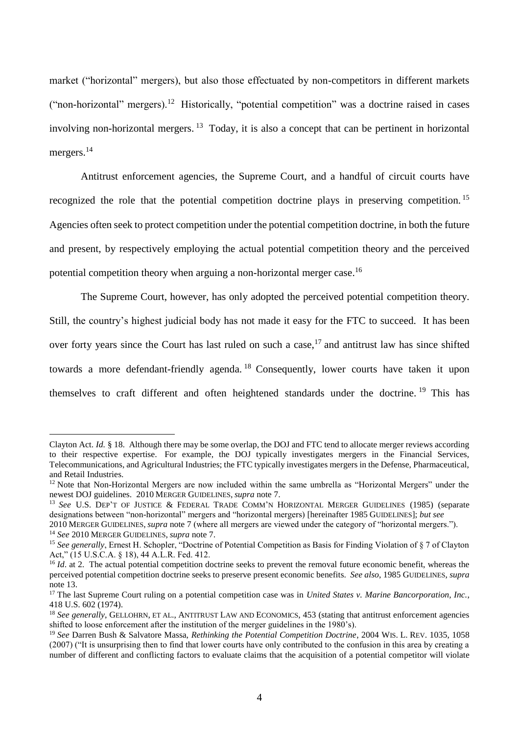market ("horizontal" mergers), but also those effectuated by non-competitors in different markets ("non-horizontal" mergers).[12] Historically, "potential competition" was a doctrine raised in cases involving non-horizontal mergers.[13] Today, it is also a concept that can be pertinent in horizontal mergers.[14]

Antitrust enforcement agencies, the Supreme Court, and a handful of circuit courts have recognized the role that the potential competition doctrine plays in preserving competition.[15] Agencies often seek to protect competition under the potential competition doctrine, in both the future and present, by respectively employing the actual potential competition theory and the perceived potential competition theory when arguing a non-horizontal merger case.[16]

The Supreme Court, however, has only adopted the perceived potential competition theory. Still, the country's highest judicial body has not made it easy for the FTC to succeed. It has been over forty years since the Court has last ruled on such a case,[17] and antitrust law has since shifted towards a more defendant-friendly agenda.[18] Consequently, lower courts have taken it upon themselves to craft different and often heightened standards under the doctrine.[19] This has

---

Clayton Act. *Id.* § 18. Although there may be some overlap, the DOJ and FTC tend to allocate merger reviews according to their respective expertise. For example, the DOJ typically investigates mergers in the Financial Services, Telecommunications, and Agricultural Industries; the FTC typically investigates mergers in the Defense, Pharmaceutical, and Retail Industries.

[12] Note that Non-Horizontal Mergers are now included within the same umbrella as "Horizontal Mergers" under the newest DOJ guidelines. 2010 MERGER GUIDELINES, *supra* note 7.

[13] *See* U.S. DEP'T OF JUSTICE & FEDERAL TRADE COMM'N HORIZONTAL MERGER GUIDELINES (1985) (separate designations between "non-horizontal" mergers and "horizontal mergers) [hereinafter 1985 GUIDELINES]; *but see* 2010 MERGER GUIDELINES, *supra* note 7 (where all mergers are viewed under the category of "horizontal mergers.").

[14] *See* 2010 MERGER GUIDELINES, *supra* note 7.

[15] *See generally*, Ernest H. Schopler, "Doctrine of Potential Competition as Basis for Finding Violation of § 7 of Clayton Act," (15 U.S.C.A. § 18), 44 A.L.R. Fed. 412.

[16] *Id*. at 2. The actual potential competition doctrine seeks to prevent the removal future economic benefit, whereas the perceived potential competition doctrine seeks to preserve present economic benefits. *See also*, 1985 GUIDELINES, *supra* note 13.

[17] The last Supreme Court ruling on a potential competition case was in *United States v. Marine Bancorporation, Inc.*, 418 U.S. 602 (1974).

[18] *See generally*, GELLOHRN, ET AL., ANTITRUST LAW AND ECONOMICS, 453 (stating that antitrust enforcement agencies shifted to loose enforcement after the institution of the merger guidelines in the 1980's).

[19] *See* Darren Bush & Salvatore Massa, *Rethinking the Potential Competition Doctrine*, 2004 WIS. L. REV. 1035, 1058 (2007) ("It is unsurprising then to find that lower courts have only contributed to the confusion in this area by creating a number of different and conflicting factors to evaluate claims that the acquisition of a potential competitor will violate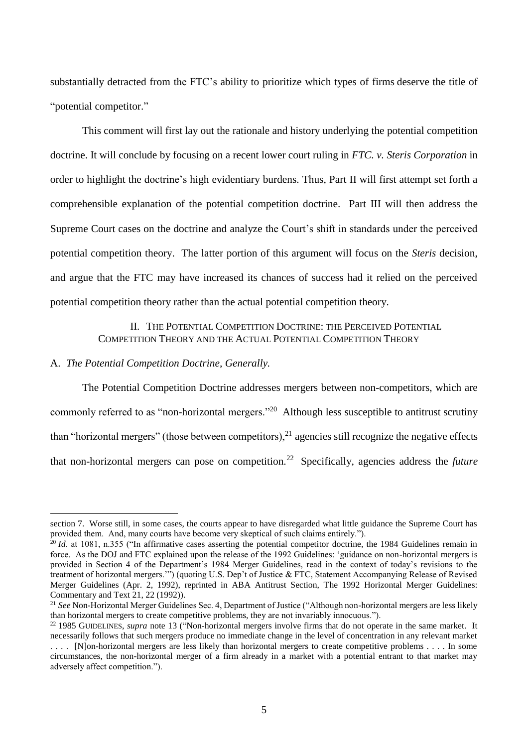substantially detracted from the FTC's ability to prioritize which types of firms deserve the title of "potential competitor."

This comment will first lay out the rationale and history underlying the potential competition doctrine. It will conclude by focusing on a recent lower court ruling in *FTC. v. Steris Corporation* in order to highlight the doctrine's high evidentiary burdens. Thus, Part II will first attempt set forth a comprehensible explanation of the potential competition doctrine. Part III will then address the Supreme Court cases on the doctrine and analyze the Court's shift in standards under the perceived potential competition theory. The latter portion of this argument will focus on the *Steris* decision, and argue that the FTC may have increased its chances of success had it relied on the perceived potential competition theory rather than the actual potential competition theory.

## II. The Potential Competition Doctrine: the Perceived Potential Competition Theory and the Actual Potential Competition Theory

### A. *The Potential Competition Doctrine, Generally.*

The Potential Competition Doctrine addresses mergers between non-competitors, which are commonly referred to as "non-horizontal mergers."[20] Although less susceptible to antitrust scrutiny than "horizontal mergers" (those between competitors),[21] agencies still recognize the negative effects that non-horizontal mergers can pose on competition.[22] Specifically, agencies address the *future*

---

section 7. Worse still, in some cases, the courts appear to have disregarded what little guidance the Supreme Court has provided them. And, many courts have become very skeptical of such claims entirely.").

[20] *Id*. at 1081, n.355 ("In affirmative cases asserting the potential competitor doctrine, the 1984 Guidelines remain in force. As the DOJ and FTC explained upon the release of the 1992 Guidelines: 'guidance on non-horizontal mergers is provided in Section 4 of the Department's 1984 Merger Guidelines, read in the context of today's revisions to the treatment of horizontal mergers.'") (quoting U.S. Dep't of Justice & FTC, Statement Accompanying Release of Revised Merger Guidelines (Apr. 2, 1992), reprinted in ABA Antitrust Section, The 1992 Horizontal Merger Guidelines: Commentary and Text 21, 22 (1992)).

[21] *See* Non-Horizontal Merger Guidelines Sec. 4, Department of Justice ("Although non-horizontal mergers are less likely than horizontal mergers to create competitive problems, they are not invariably innocuous.").

[22] 1985 GUIDELINES, *supra* note 13 ("Non-horizontal mergers involve firms that do not operate in the same market. It necessarily follows that such mergers produce no immediate change in the level of concentration in any relevant market . . . . [N]on-horizontal mergers are less likely than horizontal mergers to create competitive problems . . . . In some circumstances, the non-horizontal merger of a firm already in a market with a potential entrant to that market may adversely affect competition.").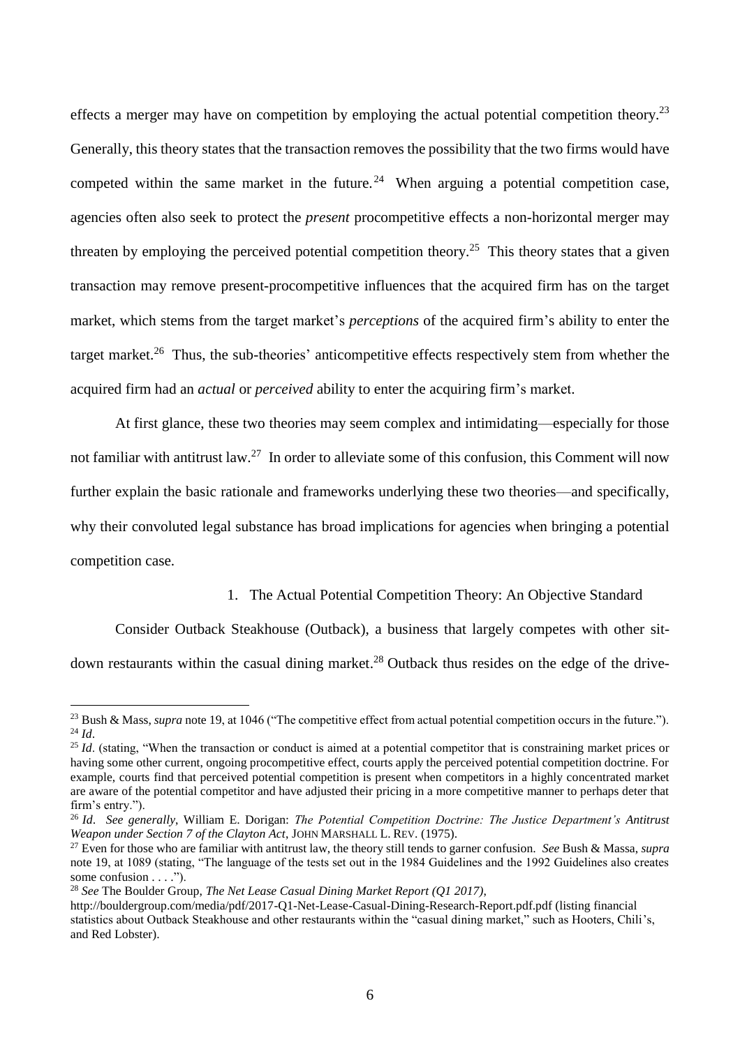effects a merger may have on competition by employing the actual potential competition theory.[23] Generally, this theory states that the transaction removes the possibility that the two firms would have competed within the same market in the future.[24] When arguing a potential competition case, agencies often also seek to protect the *present* procompetitive effects a non-horizontal merger may threaten by employing the perceived potential competition theory.[25] This theory states that a given transaction may remove present-procompetitive influences that the acquired firm has on the target market, which stems from the target market's *perceptions* of the acquired firm's ability to enter the target market.[26] Thus, the sub-theories' anticompetitive effects respectively stem from whether the acquired firm had an *actual* or *perceived* ability to enter the acquiring firm's market.

At first glance, these two theories may seem complex and intimidating—especially for those not familiar with antitrust law.[27] In order to alleviate some of this confusion, this Comment will now further explain the basic rationale and frameworks underlying these two theories—and specifically, why their convoluted legal substance has broad implications for agencies when bringing a potential competition case.

1. The Actual Potential Competition Theory: An Objective Standard

Consider Outback Steakhouse (Outback), a business that largely competes with other sit-down restaurants within the casual dining market.[28] Outback thus resides on the edge of the drive-

---

[23] Bush & Mass, *supra* note 19, at 1046 ("The competitive effect from actual potential competition occurs in the future.").

[24] *Id*.

[25] *Id*. (stating, "When the transaction or conduct is aimed at a potential competitor that is constraining market prices or having some other current, ongoing procompetitive effect, courts apply the perceived potential competition doctrine. For example, courts find that perceived potential competition is present when competitors in a highly concentrated market are aware of the potential competitor and have adjusted their pricing in a more competitive manner to perhaps deter that firm's entry.").

[26] *Id*. *See generally*, William E. Dorigan: *The Potential Competition Doctrine: The Justice Department's Antitrust Weapon under Section 7 of the Clayton Act*, JOHN MARSHALL L. REV. (1975).

[27] Even for those who are familiar with antitrust law, the theory still tends to garner confusion. *See* Bush & Massa, *supra* note 19, at 1089 (stating, "The language of the tests set out in the 1984 Guidelines and the 1992 Guidelines also creates some confusion . . . .").

[28] *See* The Boulder Group, *The Net Lease Casual Dining Market Report (Q1 2017)*, http://bouldergroup.com/media/pdf/2017-Q1-Net-Lease-Casual-Dining-Research-Report.pdf.pdf (listing financial statistics about Outback Steakhouse and other restaurants within the "casual dining market," such as Hooters, Chili's, and Red Lobster).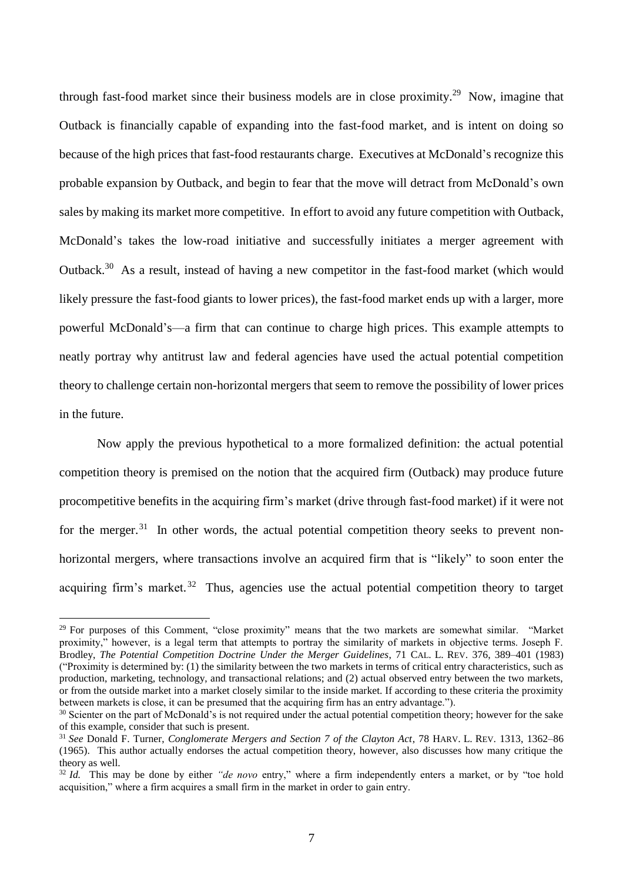through fast-food market since their business models are in close proximity.[29] Now, imagine that Outback is financially capable of expanding into the fast-food market, and is intent on doing so because of the high prices that fast-food restaurants charge. Executives at McDonald's recognize this probable expansion by Outback, and begin to fear that the move will detract from McDonald's own sales by making its market more competitive. In effort to avoid any future competition with Outback, McDonald's takes the low-road initiative and successfully initiates a merger agreement with Outback.[30] As a result, instead of having a new competitor in the fast-food market (which would likely pressure the fast-food giants to lower prices), the fast-food market ends up with a larger, more powerful McDonald's—a firm that can continue to charge high prices. This example attempts to neatly portray why antitrust law and federal agencies have used the actual potential competition theory to challenge certain non-horizontal mergers that seem to remove the possibility of lower prices in the future.

Now apply the previous hypothetical to a more formalized definition: the actual potential competition theory is premised on the notion that the acquired firm (Outback) may produce future procompetitive benefits in the acquiring firm's market (drive through fast-food market) if it were not for the merger.[31] In other words, the actual potential competition theory seeks to prevent non-horizontal mergers, where transactions involve an acquired firm that is "likely" to soon enter the acquiring firm's market.[32] Thus, agencies use the actual potential competition theory to target

---

[29] For purposes of this Comment, "close proximity" means that the two markets are somewhat similar. "Market proximity," however, is a legal term that attempts to portray the similarity of markets in objective terms. Joseph F. Brodley, *The Potential Competition Doctrine Under the Merger Guidelines*, 71 CAL. L. REV. 376, 389–401 (1983) ("Proximity is determined by: (1) the similarity between the two markets in terms of critical entry characteristics, such as production, marketing, technology, and transactional relations; and (2) actual observed entry between the two markets, or from the outside market into a market closely similar to the inside market. If according to these criteria the proximity between markets is close, it can be presumed that the acquiring firm has an entry advantage.").

[30] Scienter on the part of McDonald's is not required under the actual potential competition theory; however for the sake of this example, consider that such is present.

[31] *See* Donald F. Turner, *Conglomerate Mergers and Section 7 of the Clayton Act*, 78 HARV. L. REV. 1313, 1362–86 (1965). This author actually endorses the actual competition theory, however, also discusses how many critique the theory as well.

[32] *Id.* This may be done by either *"de novo* entry," where a firm independently enters a market, or by "toe hold acquisition," where a firm acquires a small firm in the market in order to gain entry.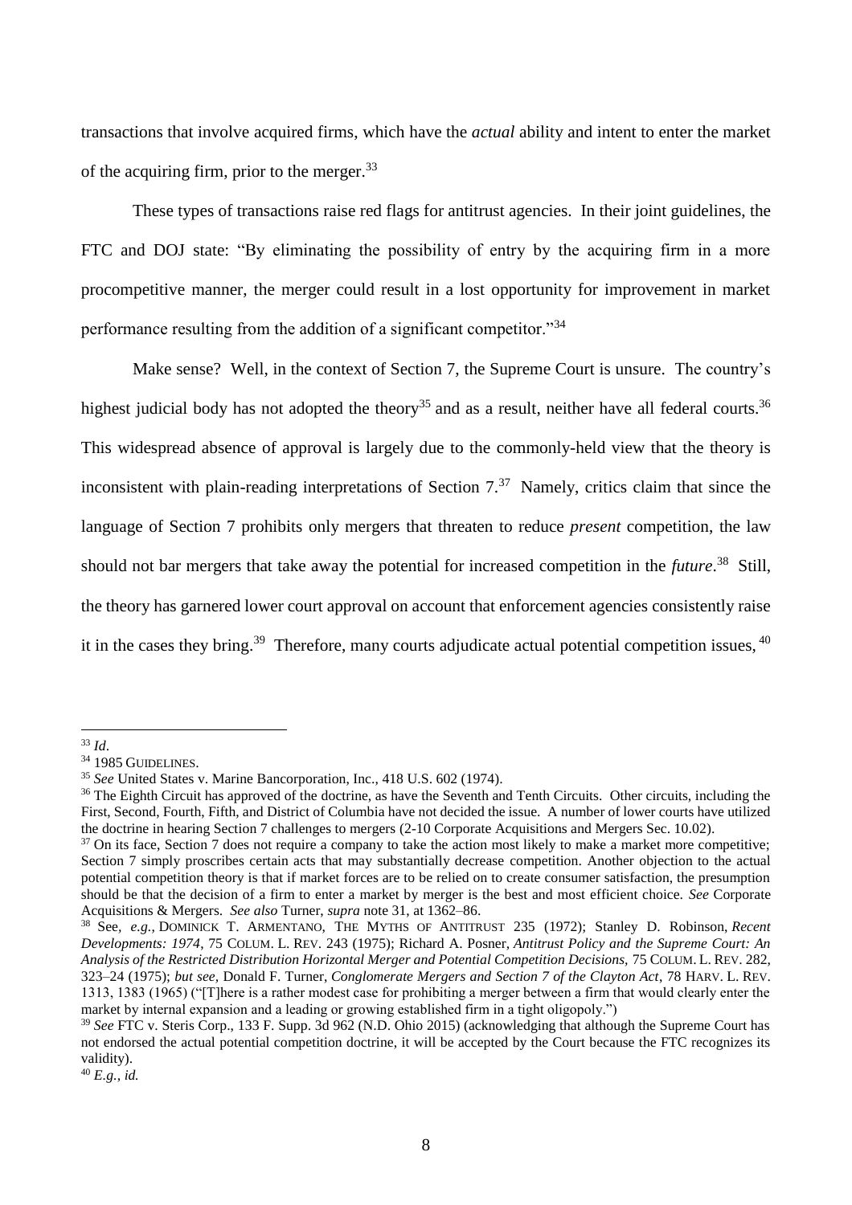transactions that involve acquired firms, which have the *actual* ability and intent to enter the market of the acquiring firm, prior to the merger.[33]

These types of transactions raise red flags for antitrust agencies. In their joint guidelines, the FTC and DOJ state: "By eliminating the possibility of entry by the acquiring firm in a more procompetitive manner, the merger could result in a lost opportunity for improvement in market performance resulting from the addition of a significant competitor."[34]

Make sense? Well, in the context of Section 7, the Supreme Court is unsure. The country's highest judicial body has not adopted the theory[35] and as a result, neither have all federal courts.[36] This widespread absence of approval is largely due to the commonly-held view that the theory is inconsistent with plain-reading interpretations of Section 7.[37] Namely, critics claim that since the language of Section 7 prohibits only mergers that threaten to reduce *present* competition, the law should not bar mergers that take away the potential for increased competition in the *future*.[38] Still, the theory has garnered lower court approval on account that enforcement agencies consistently raise it in the cases they bring.[39] Therefore, many courts adjudicate actual potential competition issues,[40]

---

[33] *Id*.

[34] 1985 GUIDELINES.

[35] *See* United States v. Marine Bancorporation, Inc., 418 U.S. 602 (1974).

[36] The Eighth Circuit has approved of the doctrine, as have the Seventh and Tenth Circuits. Other circuits, including the First, Second, Fourth, Fifth, and District of Columbia have not decided the issue. A number of lower courts have utilized the doctrine in hearing Section 7 challenges to mergers (2-10 Corporate Acquisitions and Mergers Sec. 10.02).

[37] On its face, Section 7 does not require a company to take the action most likely to make a market more competitive; Section 7 simply proscribes certain acts that may substantially decrease competition. Another objection to the actual potential competition theory is that if market forces are to be relied on to create consumer satisfaction, the presumption should be that the decision of a firm to enter a market by merger is the best and most efficient choice. *See* Corporate Acquisitions & Mergers. *See also* Turner, *supra* note 31, at 1362–86.

[38] See, *e.g.*, DOMINICK T. ARMENTANO, THE MYTHS OF ANTITRUST 235 (1972); Stanley D. Robinson, *Recent Developments: 1974*, 75 COLUM. L. REV. 243 (1975); Richard A. Posner, *Antitrust Policy and the Supreme Court: An Analysis of the Restricted Distribution Horizontal Merger and Potential Competition Decisions*, 75 COLUM. L. REV. 282, 323–24 (1975); *but see*, Donald F. Turner, *Conglomerate Mergers and Section 7 of the Clayton Act*, 78 HARV. L. REV. 1313, 1383 (1965) ("[T]here is a rather modest case for prohibiting a merger between a firm that would clearly enter the market by internal expansion and a leading or growing established firm in a tight oligopoly.")

[39] *See* FTC v. Steris Corp., 133 F. Supp. 3d 962 (N.D. Ohio 2015) (acknowledging that although the Supreme Court has not endorsed the actual potential competition doctrine, it will be accepted by the Court because the FTC recognizes its validity).

[40] *E.g.*, *id.*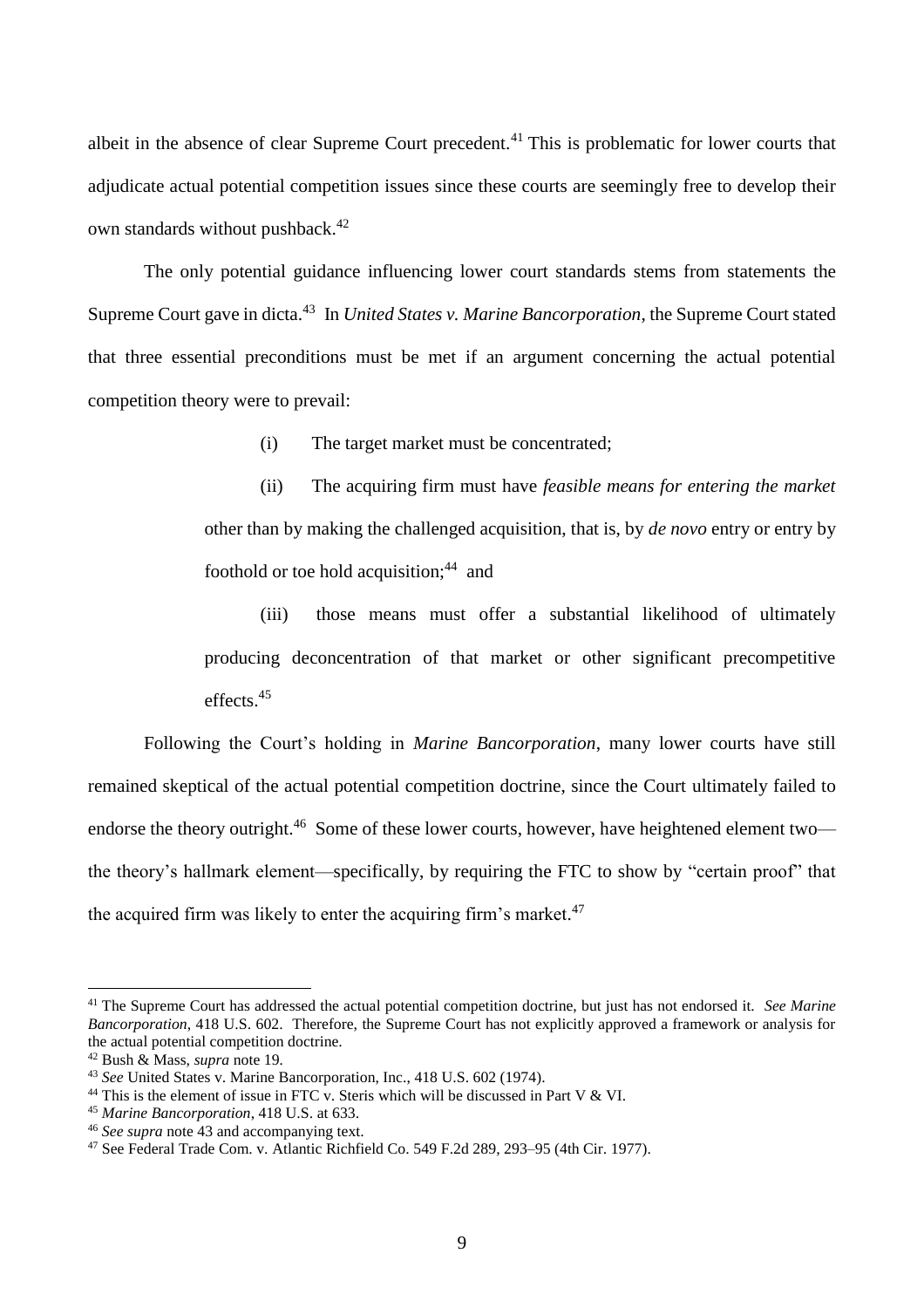albeit in the absence of clear Supreme Court precedent.[41] This is problematic for lower courts that adjudicate actual potential competition issues since these courts are seemingly free to develop their own standards without pushback.[42]

The only potential guidance influencing lower court standards stems from statements the Supreme Court gave in dicta.[43] In *United States v. Marine Bancorporation*, the Supreme Court stated that three essential preconditions must be met if an argument concerning the actual potential competition theory were to prevail:

> (i) The target market must be concentrated;
>
> (ii) The acquiring firm must have *feasible means for entering the market* other than by making the challenged acquisition, that is, by *de novo* entry or entry by foothold or toe hold acquisition;[44] and
>
> (iii) those means must offer a substantial likelihood of ultimately producing deconcentration of that market or other significant precompetitive effects.[45]

Following the Court's holding in *Marine Bancorporation*, many lower courts have still remained skeptical of the actual potential competition doctrine, since the Court ultimately failed to endorse the theory outright.[46] Some of these lower courts, however, have heightened element two—the theory's hallmark element—specifically, by requiring the FTC to show by "certain proof" that the acquired firm was likely to enter the acquiring firm's market.[47]

---

[41] The Supreme Court has addressed the actual potential competition doctrine, but just has not endorsed it. *See Marine Bancorporation*, 418 U.S. 602. Therefore, the Supreme Court has not explicitly approved a framework or analysis for the actual potential competition doctrine.

[42] Bush & Mass, *supra* note 19.

[43] *See* United States v. Marine Bancorporation, Inc., 418 U.S. 602 (1974).

[44] This is the element of issue in FTC v. Steris which will be discussed in Part V & VI.

[45] *Marine Bancorporation*, 418 U.S. at 633.

[46] *See supra* note 43 and accompanying text.

[47] See Federal Trade Com. v. Atlantic Richfield Co. 549 F.2d 289, 293–95 (4th Cir. 1977).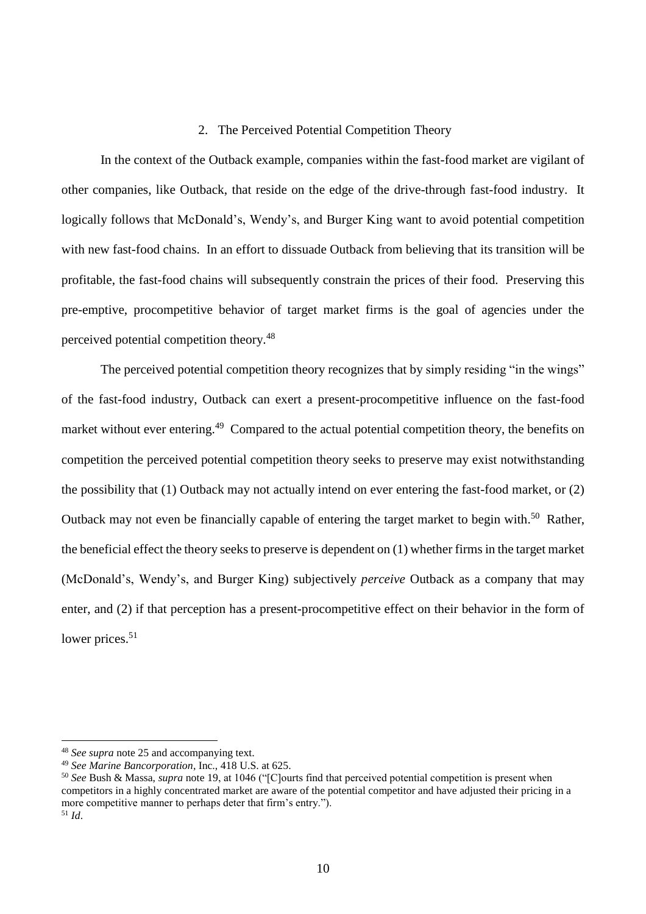### 2. The Perceived Potential Competition Theory

In the context of the Outback example, companies within the fast-food market are vigilant of other companies, like Outback, that reside on the edge of the drive-through fast-food industry. It logically follows that McDonald's, Wendy's, and Burger King want to avoid potential competition with new fast-food chains. In an effort to dissuade Outback from believing that its transition will be profitable, the fast-food chains will subsequently constrain the prices of their food. Preserving this pre-emptive, procompetitive behavior of target market firms is the goal of agencies under the perceived potential competition theory.[48]

The perceived potential competition theory recognizes that by simply residing "in the wings" of the fast-food industry, Outback can exert a present-procompetitive influence on the fast-food market without ever entering.[49] Compared to the actual potential competition theory, the benefits on competition the perceived potential competition theory seeks to preserve may exist notwithstanding the possibility that (1) Outback may not actually intend on ever entering the fast-food market, or (2) Outback may not even be financially capable of entering the target market to begin with.[50] Rather, the beneficial effect the theory seeks to preserve is dependent on (1) whether firms in the target market (McDonald's, Wendy's, and Burger King) subjectively *perceive* Outback as a company that may enter, and (2) if that perception has a present-procompetitive effect on their behavior in the form of lower prices.[51]

---

[48] *See supra* note 25 and accompanying text.

[49] *See Marine Bancorporation*, Inc., 418 U.S. at 625.

[50] *See* Bush & Massa, *supra* note 19, at 1046 ("[C]ourts find that perceived potential competition is present when competitors in a highly concentrated market are aware of the potential competitor and have adjusted their pricing in a more competitive manner to perhaps deter that firm's entry.").

[51] *Id*.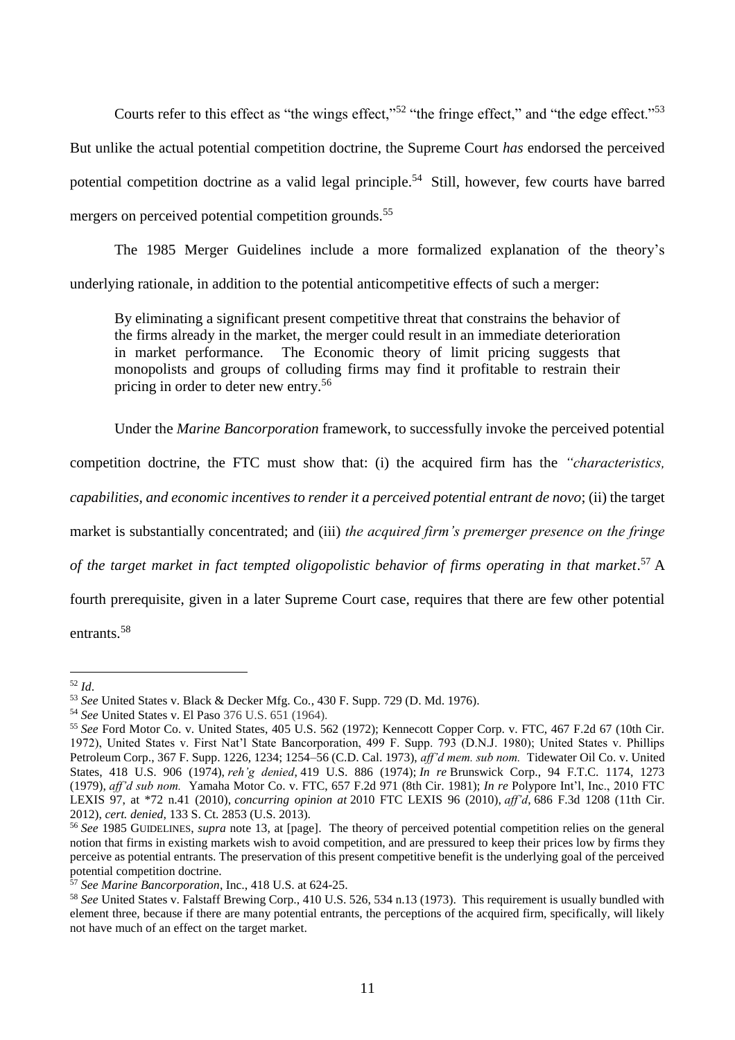Courts refer to this effect as "the wings effect,"[52] "the fringe effect," and "the edge effect."[53] But unlike the actual potential competition doctrine, the Supreme Court *has* endorsed the perceived potential competition doctrine as a valid legal principle.[54] Still, however, few courts have barred mergers on perceived potential competition grounds.[55]

The 1985 Merger Guidelines include a more formalized explanation of the theory's underlying rationale, in addition to the potential anticompetitive effects of such a merger:

> By eliminating a significant present competitive threat that constrains the behavior of the firms already in the market, the merger could result in an immediate deterioration in market performance. The Economic theory of limit pricing suggests that monopolists and groups of colluding firms may find it profitable to restrain their pricing in order to deter new entry.[56]

Under the *Marine Bancorporation* framework, to successfully invoke the perceived potential competition doctrine, the FTC must show that: (i) the acquired firm has the *"characteristics, capabilities, and economic incentives to render it a perceived potential entrant de novo*; (ii) the target market is substantially concentrated; and (iii) *the acquired firm's premerger presence on the fringe of the target market in fact tempted oligopolistic behavior of firms operating in that market*.[57] A fourth prerequisite, given in a later Supreme Court case, requires that there are few other potential entrants.[58]

---

[52] *Id*.

[53] *See* United States v. Black & Decker Mfg. Co., 430 F. Supp. 729 (D. Md. 1976).

[54] *See* United States v. El Paso 376 U.S. 651 (1964).

[55] *See* Ford Motor Co. v. United States, 405 U.S. 562 (1972); Kennecott Copper Corp. v. FTC, 467 F.2d 67 (10th Cir. 1972), United States v. First Nat'l State Bancorporation, 499 F. Supp. 793 (D.N.J. 1980); United States v. Phillips Petroleum Corp., 367 F. Supp. 1226, 1234; 1254–56 (C.D. Cal. 1973), *aff'd mem. sub nom.* Tidewater Oil Co. v. United States, 418 U.S. 906 (1974), *reh'g denied*, 419 U.S. 886 (1974); *In re* Brunswick Corp., 94 F.T.C. 1174, 1273 (1979), *aff'd sub nom.* Yamaha Motor Co. v. FTC, 657 F.2d 971 (8th Cir. 1981); *In re* Polypore Int'l, Inc., 2010 FTC LEXIS 97, at *72 n.41 (2010), *concurring opinion at* 2010 FTC LEXIS 96 (2010), *aff'd*, 686 F.3d 1208 (11th Cir. 2012), *cert. denied*, 133 S. Ct. 2853 (U.S. 2013).

[56] *See* 1985 GUIDELINES, *supra* note 13, at [page]. The theory of perceived potential competition relies on the general notion that firms in existing markets wish to avoid competition, and are pressured to keep their prices low by firms they perceive as potential entrants. The preservation of this present competitive benefit is the underlying goal of the perceived potential competition doctrine.

[57] *See Marine Bancorporation*, Inc., 418 U.S. at 624-25.

[58] *See* United States v. Falstaff Brewing Corp., 410 U.S. 526, 534 n.13 (1973). This requirement is usually bundled with element three, because if there are many potential entrants, the perceptions of the acquired firm, specifically, will likely not have much of an effect on the target market.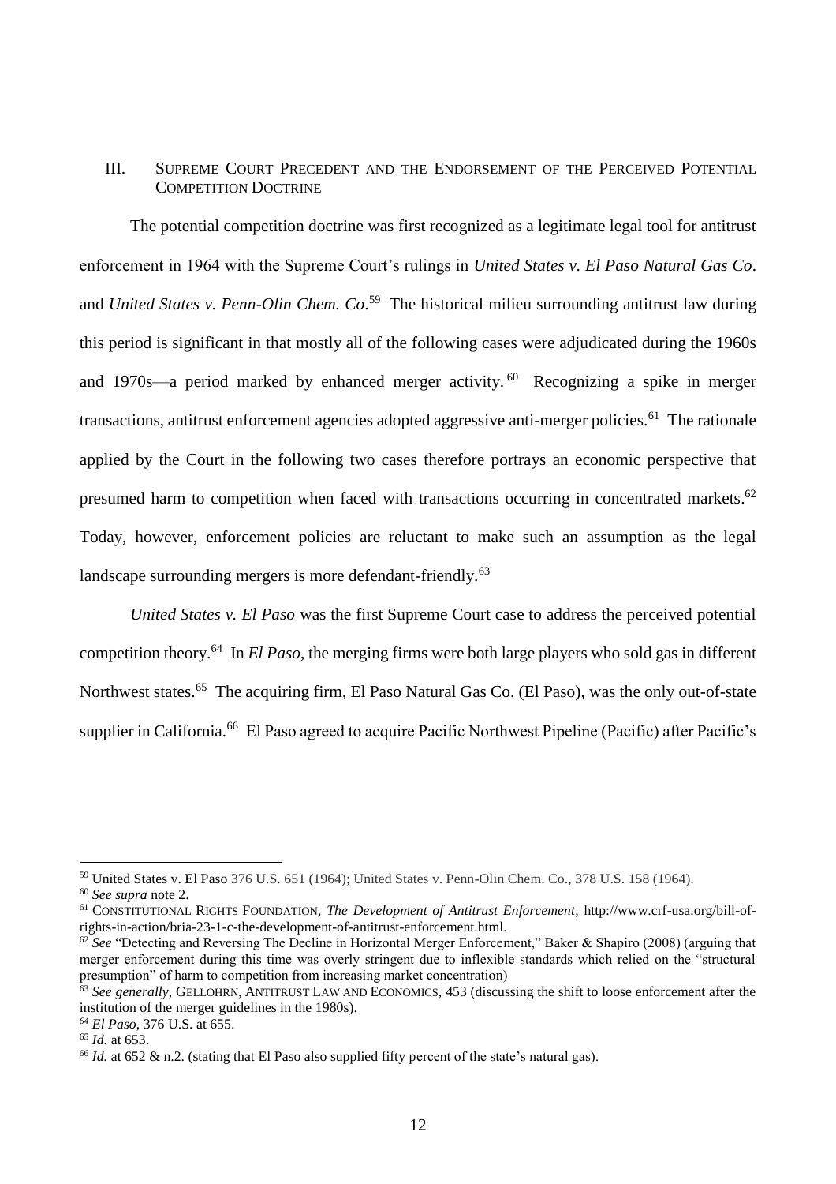## III. Supreme Court Precedent and the Endorsement of the Perceived Potential Competition Doctrine

The potential competition doctrine was first recognized as a legitimate legal tool for antitrust enforcement in 1964 with the Supreme Court's rulings in *United States v. El Paso Natural Gas Co*. and *United States v. Penn-Olin Chem. Co*.[59] The historical milieu surrounding antitrust law during this period is significant in that mostly all of the following cases were adjudicated during the 1960s and 1970s—a period marked by enhanced merger activity.[60] Recognizing a spike in merger transactions, antitrust enforcement agencies adopted aggressive anti-merger policies.[61] The rationale applied by the Court in the following two cases therefore portrays an economic perspective that presumed harm to competition when faced with transactions occurring in concentrated markets.[62] Today, however, enforcement policies are reluctant to make such an assumption as the legal landscape surrounding mergers is more defendant-friendly.[63]

*United States v. El Paso* was the first Supreme Court case to address the perceived potential competition theory.[64] In *El Paso*, the merging firms were both large players who sold gas in different Northwest states.[65] The acquiring firm, El Paso Natural Gas Co. (El Paso), was the only out-of-state supplier in California.[66] El Paso agreed to acquire Pacific Northwest Pipeline (Pacific) after Pacific's

---

[59] United States v. El Paso 376 U.S. 651 (1964); United States v. Penn-Olin Chem. Co., 378 U.S. 158 (1964).

[60] *See supra* note 2.

[61] Constitutional Rights Foundation, *The Development of Antitrust Enforcement*, http://www.crf-usa.org/bill-of-rights-in-action/bria-23-1-c-the-development-of-antitrust-enforcement.html.

[62] *See* "Detecting and Reversing The Decline in Horizontal Merger Enforcement," Baker & Shapiro (2008) (arguing that merger enforcement during this time was overly stringent due to inflexible standards which relied on the "structural presumption" of harm to competition from increasing market concentration)

[63] *See generally*, Gellohrn, Antitrust Law and Economics, 453 (discussing the shift to loose enforcement after the institution of the merger guidelines in the 1980s).

[64] *El Paso*, 376 U.S. at 655.

[65] *Id.* at 653.

[66] *Id.* at 652 & n.2. (stating that El Paso also supplied fifty percent of the state's natural gas).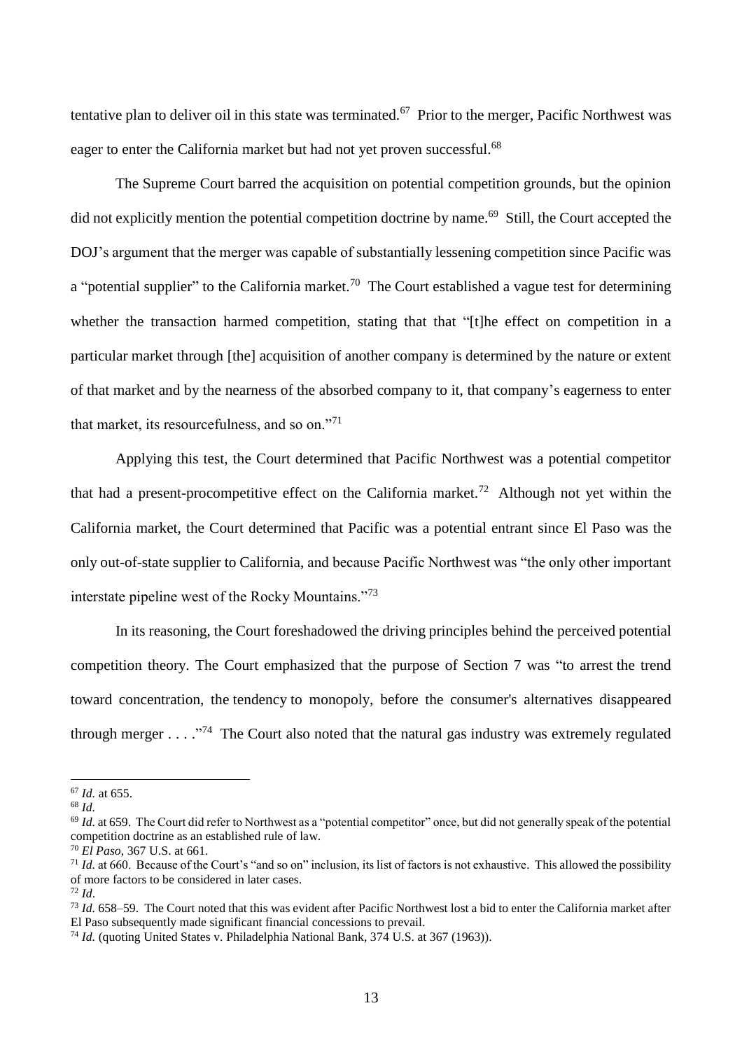tentative plan to deliver oil in this state was terminated.[67] Prior to the merger, Pacific Northwest was eager to enter the California market but had not yet proven successful.[68]

The Supreme Court barred the acquisition on potential competition grounds, but the opinion did not explicitly mention the potential competition doctrine by name.[69] Still, the Court accepted the DOJ's argument that the merger was capable of substantially lessening competition since Pacific was a "potential supplier" to the California market.[70] The Court established a vague test for determining whether the transaction harmed competition, stating that that "[t]he effect on competition in a particular market through [the] acquisition of another company is determined by the nature or extent of that market and by the nearness of the absorbed company to it, that company's eagerness to enter that market, its resourcefulness, and so on."[71]

Applying this test, the Court determined that Pacific Northwest was a potential competitor that had a present-procompetitive effect on the California market.[72] Although not yet within the California market, the Court determined that Pacific was a potential entrant since El Paso was the only out-of-state supplier to California, and because Pacific Northwest was "the only other important interstate pipeline west of the Rocky Mountains."[73]

In its reasoning, the Court foreshadowed the driving principles behind the perceived potential competition theory. The Court emphasized that the purpose of Section 7 was "to arrest the trend toward concentration, the tendency to monopoly, before the consumer's alternatives disappeared through merger . . . ."[74] The Court also noted that the natural gas industry was extremely regulated

---

[67] *Id.* at 655.

[68] *Id.*

[69] *Id.* at 659. The Court did refer to Northwest as a "potential competitor" once, but did not generally speak of the potential competition doctrine as an established rule of law.

[70] *El Paso*, 367 U.S. at 661.

[71] *Id.* at 660. Because of the Court's "and so on" inclusion, its list of factors is not exhaustive. This allowed the possibility of more factors to be considered in later cases.

[72] *Id*.

[73] *Id.* 658–59. The Court noted that this was evident after Pacific Northwest lost a bid to enter the California market after El Paso subsequently made significant financial concessions to prevail.

[74] *Id.* (quoting United States v. Philadelphia National Bank, 374 U.S. at 367 (1963)).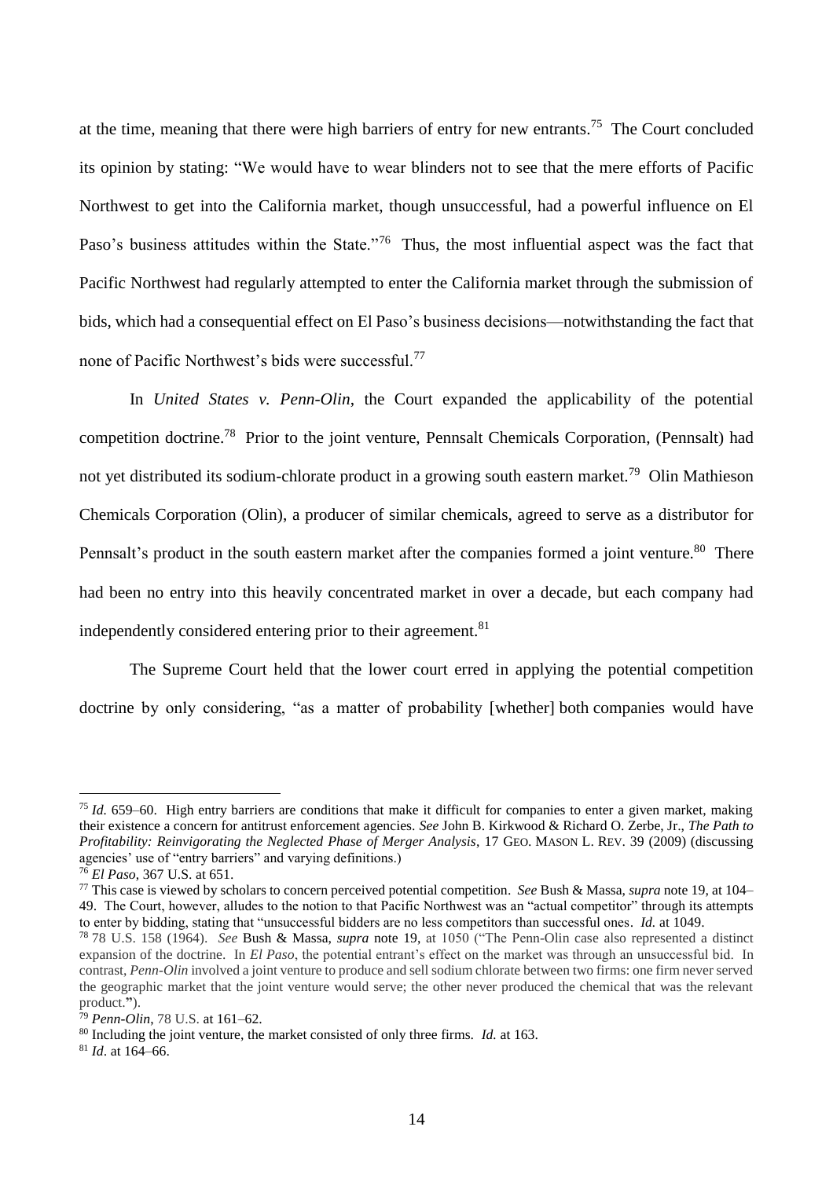at the time, meaning that there were high barriers of entry for new entrants.[75] The Court concluded its opinion by stating: "We would have to wear blinders not to see that the mere efforts of Pacific Northwest to get into the California market, though unsuccessful, had a powerful influence on El Paso's business attitudes within the State."[76] Thus, the most influential aspect was the fact that Pacific Northwest had regularly attempted to enter the California market through the submission of bids, which had a consequential effect on El Paso's business decisions—notwithstanding the fact that none of Pacific Northwest's bids were successful.[77]

In *United States v. Penn-Olin*, the Court expanded the applicability of the potential competition doctrine.[78] Prior to the joint venture, Pennsalt Chemicals Corporation, (Pennsalt) had not yet distributed its sodium-chlorate product in a growing south eastern market.[79] Olin Mathieson Chemicals Corporation (Olin), a producer of similar chemicals, agreed to serve as a distributor for Pennsalt's product in the south eastern market after the companies formed a joint venture.[80] There had been no entry into this heavily concentrated market in over a decade, but each company had independently considered entering prior to their agreement.[81]

The Supreme Court held that the lower court erred in applying the potential competition doctrine by only considering, "as a matter of probability [whether] both companies would have

---

[75] *Id.* 659–60. High entry barriers are conditions that make it difficult for companies to enter a given market, making their existence a concern for antitrust enforcement agencies. *See* John B. Kirkwood & Richard O. Zerbe, Jr., *The Path to Profitability: Reinvigorating the Neglected Phase of Merger Analysis*, 17 GEO. MASON L. REV. 39 (2009) (discussing agencies' use of "entry barriers" and varying definitions.)

[76] *El Paso*, 367 U.S. at 651.

[77] This case is viewed by scholars to concern perceived potential competition. *See* Bush & Massa, *supra* note 19, at 104–49. The Court, however, alludes to the notion to that Pacific Northwest was an "actual competitor" through its attempts to enter by bidding, stating that "unsuccessful bidders are no less competitors than successful ones. *Id.* at 1049.

[78] 78 U.S. 158 (1964). *See* Bush & Massa, *supra* note 19, at 1050 ("The Penn-Olin case also represented a distinct expansion of the doctrine. In *El Paso*, the potential entrant's effect on the market was through an unsuccessful bid. In contrast, *Penn-Olin* involved a joint venture to produce and sell sodium chlorate between two firms: one firm never served the geographic market that the joint venture would serve; the other never produced the chemical that was the relevant product.").

[79] *Penn-Olin*, 78 U.S. at 161–62.

[80] Including the joint venture, the market consisted of only three firms. *Id.* at 163.

[81] *Id*. at 164–66.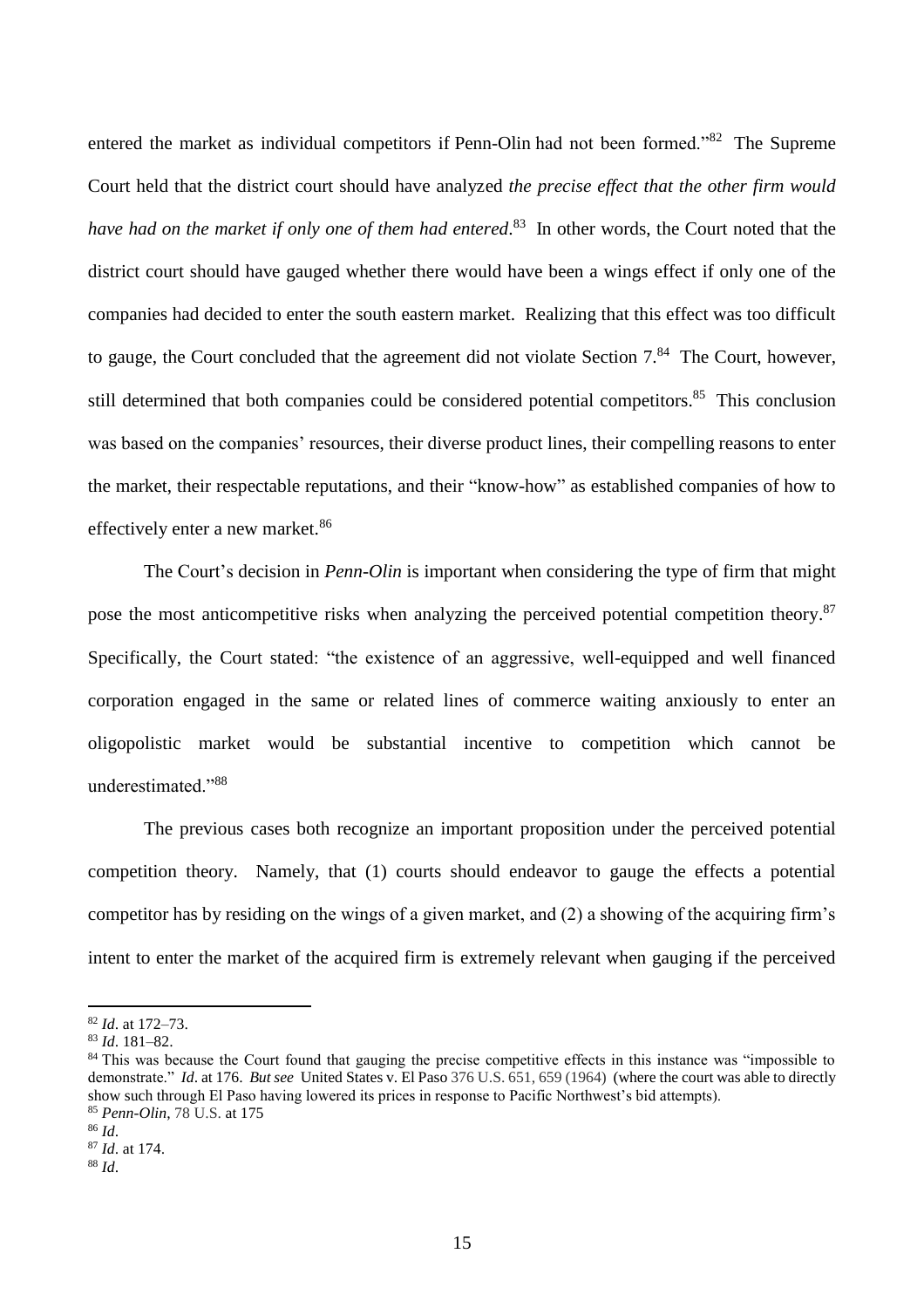entered the market as individual competitors if Penn-Olin had not been formed."[82] The Supreme Court held that the district court should have analyzed *the precise effect that the other firm would have had on the market if only one of them had entered*.[83] In other words, the Court noted that the district court should have gauged whether there would have been a wings effect if only one of the companies had decided to enter the south eastern market. Realizing that this effect was too difficult to gauge, the Court concluded that the agreement did not violate Section 7.[84] The Court, however, still determined that both companies could be considered potential competitors.[85] This conclusion was based on the companies' resources, their diverse product lines, their compelling reasons to enter the market, their respectable reputations, and their "know-how" as established companies of how to effectively enter a new market.[86]

The Court's decision in *Penn-Olin* is important when considering the type of firm that might pose the most anticompetitive risks when analyzing the perceived potential competition theory.[87] Specifically, the Court stated: "the existence of an aggressive, well-equipped and well financed corporation engaged in the same or related lines of commerce waiting anxiously to enter an oligopolistic market would be substantial incentive to competition which cannot be underestimated."[88]

The previous cases both recognize an important proposition under the perceived potential competition theory. Namely, that (1) courts should endeavor to gauge the effects a potential competitor has by residing on the wings of a given market, and (2) a showing of the acquiring firm's intent to enter the market of the acquired firm is extremely relevant when gauging if the perceived

---

[82] *Id*. at 172–73.

[83] *Id*. 181–82.

[84] This was because the Court found that gauging the precise competitive effects in this instance was "impossible to demonstrate." *Id*. at 176. *But see* United States v. El Paso 376 U.S. 651, 659 (1964) (where the court was able to directly show such through El Paso having lowered its prices in response to Pacific Northwest's bid attempts).

[85] *Penn-Olin*, 78 U.S. at 175

[86] *Id*.

[87] *Id*. at 174.

[88] *Id*.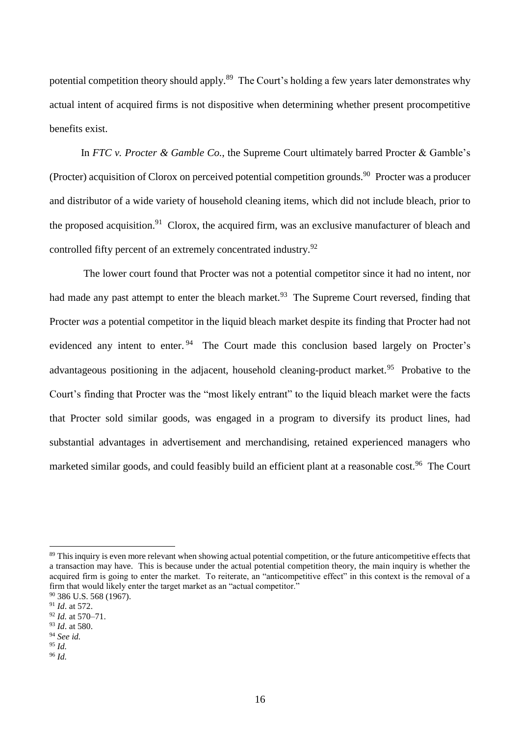potential competition theory should apply.[89] The Court's holding a few years later demonstrates why actual intent of acquired firms is not dispositive when determining whether present procompetitive benefits exist.

In *FTC v. Procter & Gamble Co.*, the Supreme Court ultimately barred Procter & Gamble's (Procter) acquisition of Clorox on perceived potential competition grounds.[90] Procter was a producer and distributor of a wide variety of household cleaning items, which did not include bleach, prior to the proposed acquisition.[91] Clorox, the acquired firm, was an exclusive manufacturer of bleach and controlled fifty percent of an extremely concentrated industry.[92]

The lower court found that Procter was not a potential competitor since it had no intent, nor had made any past attempt to enter the bleach market.[93] The Supreme Court reversed, finding that Procter *was* a potential competitor in the liquid bleach market despite its finding that Procter had not evidenced any intent to enter.[94] The Court made this conclusion based largely on Procter's advantageous positioning in the adjacent, household cleaning-product market.[95] Probative to the Court's finding that Procter was the "most likely entrant" to the liquid bleach market were the facts that Procter sold similar goods, was engaged in a program to diversify its product lines, had substantial advantages in advertisement and merchandising, retained experienced managers who marketed similar goods, and could feasibly build an efficient plant at a reasonable cost.[96] The Court

---

[89] This inquiry is even more relevant when showing actual potential competition, or the future anticompetitive effects that a transaction may have. This is because under the actual potential competition theory, the main inquiry is whether the acquired firm is going to enter the market. To reiterate, an "anticompetitive effect" in this context is the removal of a firm that would likely enter the target market as an "actual competitor."

[90] 386 U.S. 568 (1967).

[91] *Id*. at 572.

[92] *Id.* at 570–71.

[93] *Id*. at 580.

[94] *See id.*

[95] *Id.*

[96] *Id.*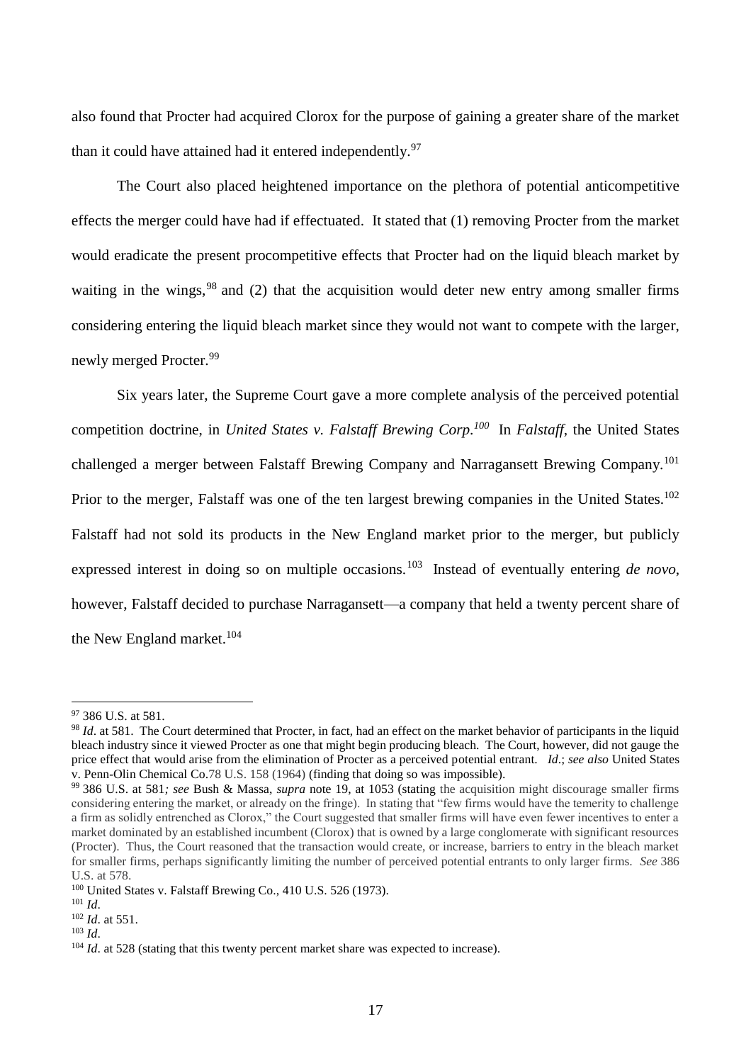also found that Procter had acquired Clorox for the purpose of gaining a greater share of the market than it could have attained had it entered independently.[97]

The Court also placed heightened importance on the plethora of potential anticompetitive effects the merger could have had if effectuated. It stated that (1) removing Procter from the market would eradicate the present procompetitive effects that Procter had on the liquid bleach market by waiting in the wings,[98] and (2) that the acquisition would deter new entry among smaller firms considering entering the liquid bleach market since they would not want to compete with the larger, newly merged Procter.[99]

Six years later, the Supreme Court gave a more complete analysis of the perceived potential competition doctrine, in *United States v. Falstaff Brewing Corp.*[100] In *Falstaff*, the United States challenged a merger between Falstaff Brewing Company and Narragansett Brewing Company.[101] Prior to the merger, Falstaff was one of the ten largest brewing companies in the United States.[102] Falstaff had not sold its products in the New England market prior to the merger, but publicly expressed interest in doing so on multiple occasions.[103] Instead of eventually entering *de novo*, however, Falstaff decided to purchase Narragansett—a company that held a twenty percent share of the New England market.[104]

---

[97] 386 U.S. at 581.

[98] *Id*. at 581. The Court determined that Procter, in fact, had an effect on the market behavior of participants in the liquid bleach industry since it viewed Procter as one that might begin producing bleach. The Court, however, did not gauge the price effect that would arise from the elimination of Procter as a perceived potential entrant. *Id*.; *see also* United States v. Penn-Olin Chemical Co.78 U.S. 158 (1964) (finding that doing so was impossible).

[99] 386 U.S. at 581*; see* Bush & Massa, *supra* note 19, at 1053 (stating the acquisition might discourage smaller firms considering entering the market, or already on the fringe). In stating that "few firms would have the temerity to challenge a firm as solidly entrenched as Clorox," the Court suggested that smaller firms will have even fewer incentives to enter a market dominated by an established incumbent (Clorox) that is owned by a large conglomerate with significant resources (Procter). Thus, the Court reasoned that the transaction would create, or increase, barriers to entry in the bleach market for smaller firms, perhaps significantly limiting the number of perceived potential entrants to only larger firms. *See* 386 U.S. at 578.

[100] United States v. Falstaff Brewing Co., 410 U.S. 526 (1973).

[101] *Id*.

[102] *Id*. at 551.

[103] *Id*.

[104] *Id*. at 528 (stating that this twenty percent market share was expected to increase).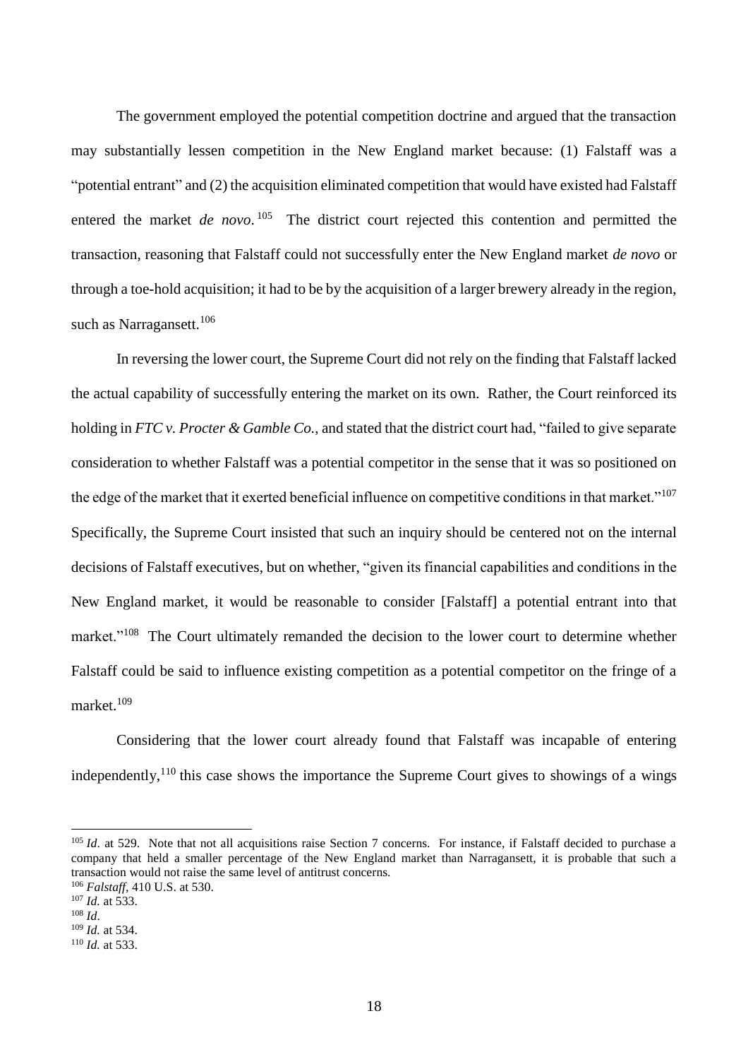The government employed the potential competition doctrine and argued that the transaction may substantially lessen competition in the New England market because: (1) Falstaff was a "potential entrant" and (2) the acquisition eliminated competition that would have existed had Falstaff entered the market *de novo*.[105] The district court rejected this contention and permitted the transaction, reasoning that Falstaff could not successfully enter the New England market *de novo* or through a toe-hold acquisition; it had to be by the acquisition of a larger brewery already in the region, such as Narragansett.[106]

In reversing the lower court, the Supreme Court did not rely on the finding that Falstaff lacked the actual capability of successfully entering the market on its own. Rather, the Court reinforced its holding in *FTC v. Procter & Gamble Co.,* and stated that the district court had, "failed to give separate consideration to whether Falstaff was a potential competitor in the sense that it was so positioned on the edge of the market that it exerted beneficial influence on competitive conditions in that market."[107] Specifically, the Supreme Court insisted that such an inquiry should be centered not on the internal decisions of Falstaff executives, but on whether, "given its financial capabilities and conditions in the New England market, it would be reasonable to consider [Falstaff] a potential entrant into that market."[108] The Court ultimately remanded the decision to the lower court to determine whether Falstaff could be said to influence existing competition as a potential competitor on the fringe of a market.[109]

Considering that the lower court already found that Falstaff was incapable of entering independently,[110] this case shows the importance the Supreme Court gives to showings of a wings

---

[105] *Id*. at 529. Note that not all acquisitions raise Section 7 concerns. For instance, if Falstaff decided to purchase a company that held a smaller percentage of the New England market than Narragansett, it is probable that such a transaction would not raise the same level of antitrust concerns.

[106] *Falstaff*, 410 U.S. at 530.

[107] *Id.* at 533.

[108] *Id*.

[109] *Id.* at 534.

[110] *Id.* at 533.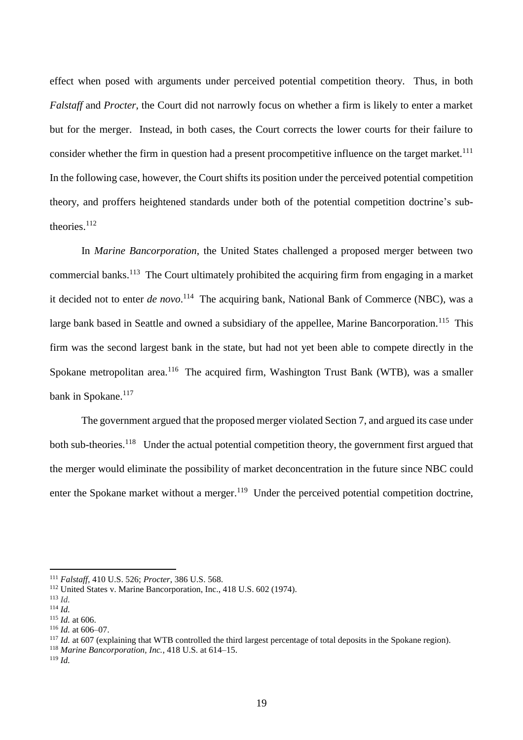effect when posed with arguments under perceived potential competition theory. Thus, in both *Falstaff* and *Procter*, the Court did not narrowly focus on whether a firm is likely to enter a market but for the merger. Instead, in both cases, the Court corrects the lower courts for their failure to consider whether the firm in question had a present procompetitive influence on the target market.[111] In the following case, however, the Court shifts its position under the perceived potential competition theory, and proffers heightened standards under both of the potential competition doctrine's sub-theories.[112]

In *Marine Bancorporation*, the United States challenged a proposed merger between two commercial banks.[113] The Court ultimately prohibited the acquiring firm from engaging in a market it decided not to enter *de novo*.[114] The acquiring bank, National Bank of Commerce (NBC), was a large bank based in Seattle and owned a subsidiary of the appellee, Marine Bancorporation.[115] This firm was the second largest bank in the state, but had not yet been able to compete directly in the Spokane metropolitan area.[116] The acquired firm, Washington Trust Bank (WTB), was a smaller bank in Spokane.[117]

The government argued that the proposed merger violated Section 7, and argued its case under both sub-theories.[118] Under the actual potential competition theory, the government first argued that the merger would eliminate the possibility of market deconcentration in the future since NBC could enter the Spokane market without a merger.[119] Under the perceived potential competition doctrine,

---

[111] *Falstaff*, 410 U.S. 526; *Procter*, 386 U.S. 568.

[112] United States v. Marine Bancorporation, Inc., 418 U.S. 602 (1974).

[113] *Id.*

[114] *Id.*

[115] *Id.* at 606.

[116] *Id.* at 606–07.

[117] *Id.* at 607 (explaining that WTB controlled the third largest percentage of total deposits in the Spokane region).

[118] *Marine Bancorporation, Inc.*, 418 U.S. at 614–15.

[119] *Id.*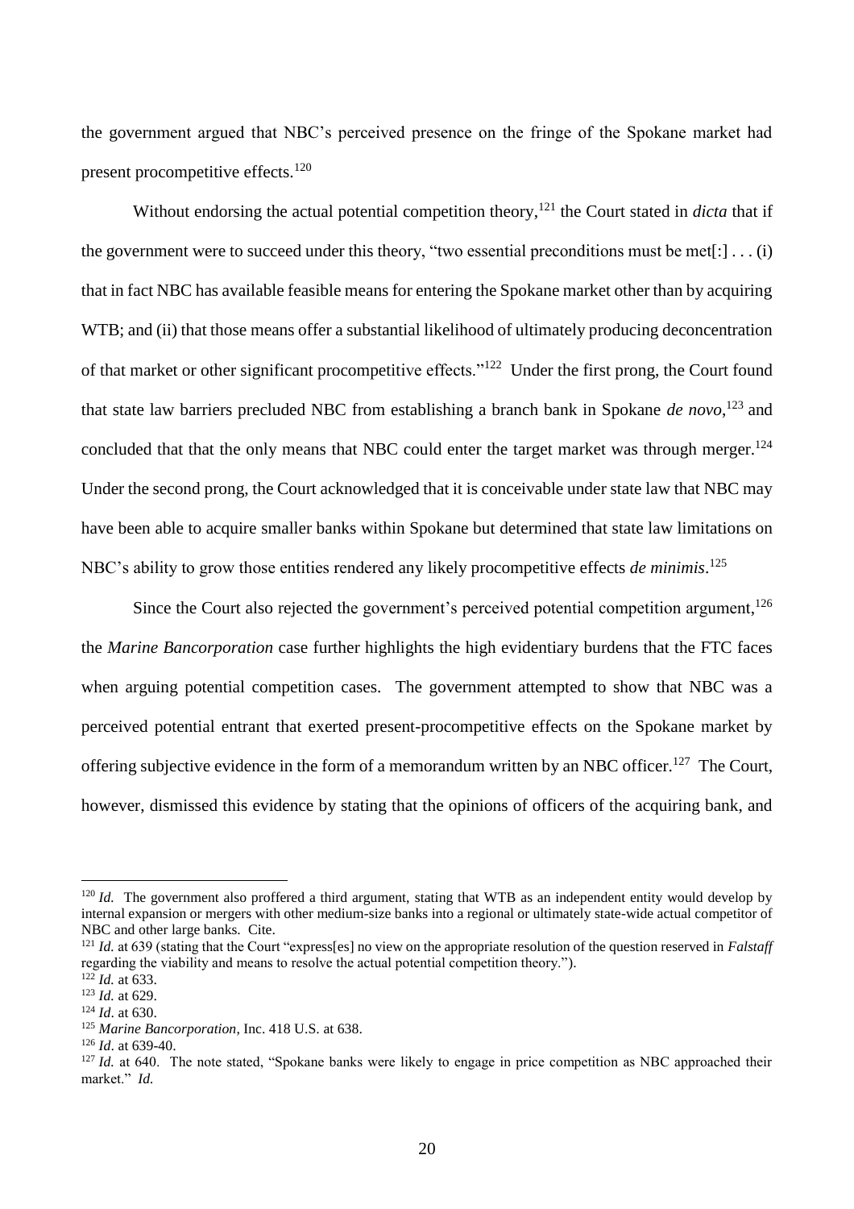the government argued that NBC's perceived presence on the fringe of the Spokane market had present procompetitive effects.[120]

Without endorsing the actual potential competition theory,[121] the Court stated in *dicta* that if the government were to succeed under this theory, "two essential preconditions must be met[:] . . . (i) that in fact NBC has available feasible means for entering the Spokane market other than by acquiring WTB; and (ii) that those means offer a substantial likelihood of ultimately producing deconcentration of that market or other significant procompetitive effects."[122] Under the first prong, the Court found that state law barriers precluded NBC from establishing a branch bank in Spokane *de novo*,[123] and concluded that that the only means that NBC could enter the target market was through merger.[124] Under the second prong, the Court acknowledged that it is conceivable under state law that NBC may have been able to acquire smaller banks within Spokane but determined that state law limitations on NBC's ability to grow those entities rendered any likely procompetitive effects *de minimis*.[125]

Since the Court also rejected the government's perceived potential competition argument,[126] the *Marine Bancorporation* case further highlights the high evidentiary burdens that the FTC faces when arguing potential competition cases. The government attempted to show that NBC was a perceived potential entrant that exerted present-procompetitive effects on the Spokane market by offering subjective evidence in the form of a memorandum written by an NBC officer.[127] The Court, however, dismissed this evidence by stating that the opinions of officers of the acquiring bank, and

---

[120] *Id.* The government also proffered a third argument, stating that WTB as an independent entity would develop by internal expansion or mergers with other medium-size banks into a regional or ultimately state-wide actual competitor of NBC and other large banks. Cite.

[121] *Id.* at 639 (stating that the Court "express[es] no view on the appropriate resolution of the question reserved in *Falstaff* regarding the viability and means to resolve the actual potential competition theory.").

[122] *Id.* at 633.

[123] *Id.* at 629.

[124] *Id*. at 630.

[125] *Marine Bancorporation*, Inc. 418 U.S. at 638.

[126] *Id*. at 639-40.

[127] *Id.* at 640. The note stated, "Spokane banks were likely to engage in price competition as NBC approached their market." *Id.*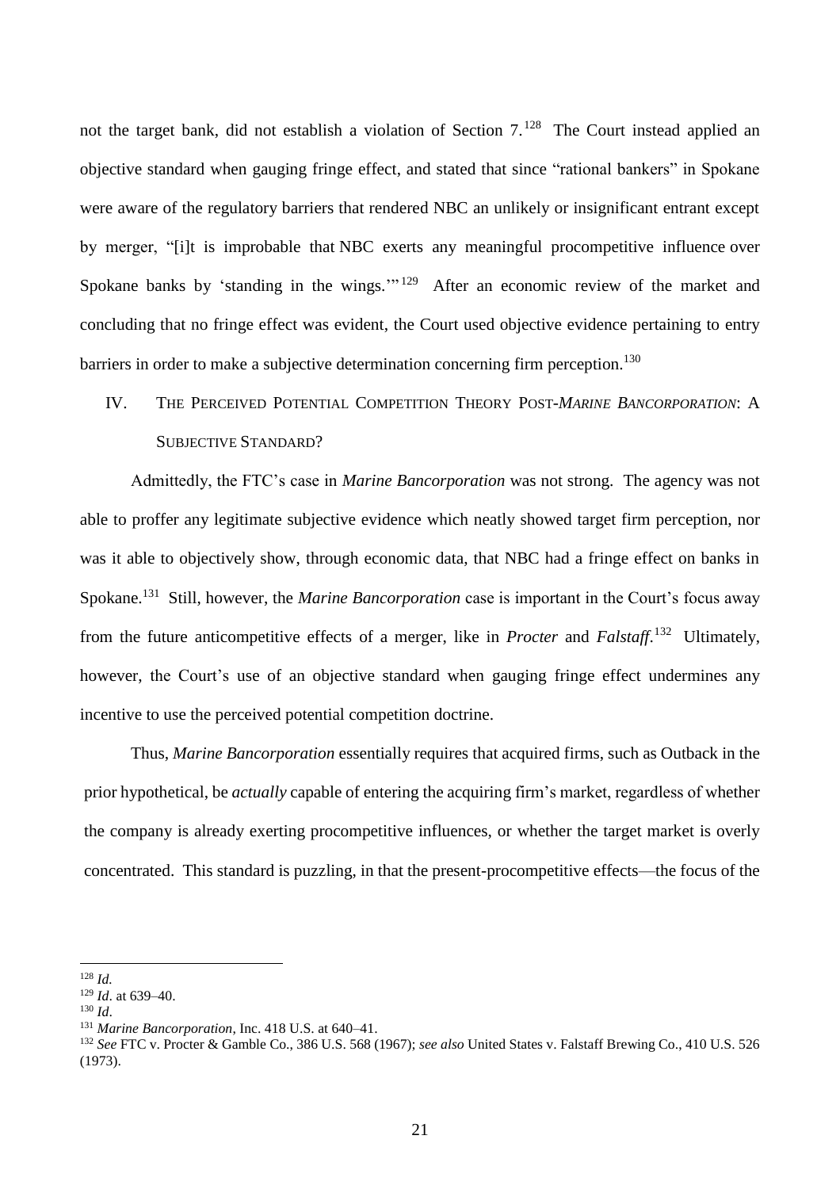not the target bank, did not establish a violation of Section 7.[128] The Court instead applied an objective standard when gauging fringe effect, and stated that since "rational bankers" in Spokane were aware of the regulatory barriers that rendered NBC an unlikely or insignificant entrant except by merger, "[i]t is improbable that NBC exerts any meaningful procompetitive influence over Spokane banks by 'standing in the wings.'"[129] After an economic review of the market and concluding that no fringe effect was evident, the Court used objective evidence pertaining to entry barriers in order to make a subjective determination concerning firm perception.[130]

## IV. THE PERCEIVED POTENTIAL COMPETITION THEORY POST-*MARINE BANCORPORATION*: A SUBJECTIVE STANDARD?

Admittedly, the FTC's case in *Marine Bancorporation* was not strong. The agency was not able to proffer any legitimate subjective evidence which neatly showed target firm perception, nor was it able to objectively show, through economic data, that NBC had a fringe effect on banks in Spokane.[131] Still, however, the *Marine Bancorporation* case is important in the Court's focus away from the future anticompetitive effects of a merger, like in *Procter* and *Falstaff*.[132] Ultimately, however, the Court's use of an objective standard when gauging fringe effect undermines any incentive to use the perceived potential competition doctrine.

Thus, *Marine Bancorporation* essentially requires that acquired firms, such as Outback in the prior hypothetical, be *actually* capable of entering the acquiring firm's market, regardless of whether the company is already exerting procompetitive influences, or whether the target market is overly concentrated. This standard is puzzling, in that the present-procompetitive effects—the focus of the

---

[128] *Id.*

[129] *Id*. at 639–40.

[130] *Id*.

[131] *Marine Bancorporation*, Inc. 418 U.S. at 640–41.

[132] *See* FTC v. Procter & Gamble Co., 386 U.S. 568 (1967); *see also* United States v. Falstaff Brewing Co., 410 U.S. 526 (1973).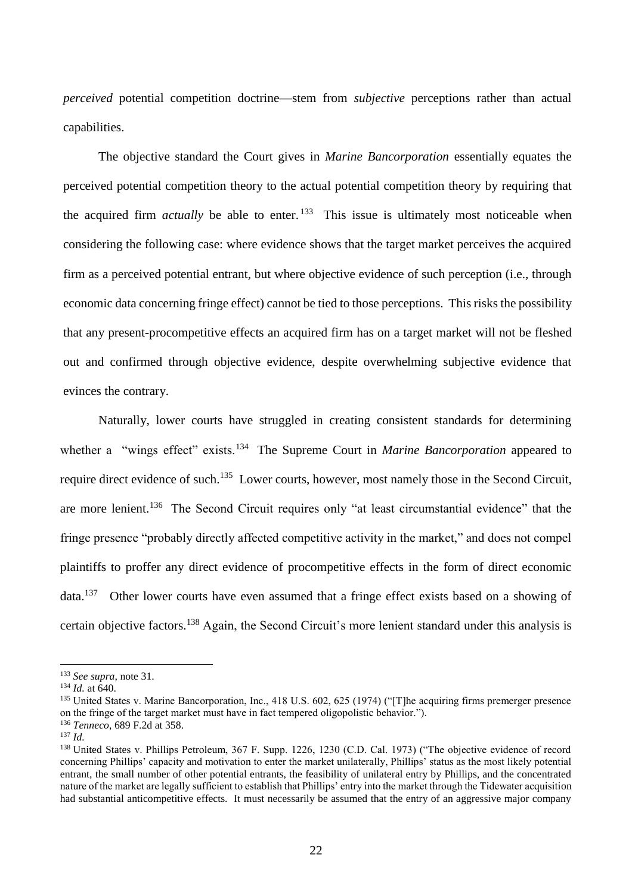*perceived* potential competition doctrine—stem from *subjective* perceptions rather than actual capabilities.

The objective standard the Court gives in *Marine Bancorporation* essentially equates the perceived potential competition theory to the actual potential competition theory by requiring that the acquired firm *actually* be able to enter.[133] This issue is ultimately most noticeable when considering the following case: where evidence shows that the target market perceives the acquired firm as a perceived potential entrant, but where objective evidence of such perception (i.e., through economic data concerning fringe effect) cannot be tied to those perceptions. This risks the possibility that any present-procompetitive effects an acquired firm has on a target market will not be fleshed out and confirmed through objective evidence, despite overwhelming subjective evidence that evinces the contrary.

Naturally, lower courts have struggled in creating consistent standards for determining whether a "wings effect" exists.[134] The Supreme Court in *Marine Bancorporation* appeared to require direct evidence of such.[135] Lower courts, however, most namely those in the Second Circuit, are more lenient.[136] The Second Circuit requires only "at least circumstantial evidence" that the fringe presence "probably directly affected competitive activity in the market," and does not compel plaintiffs to proffer any direct evidence of procompetitive effects in the form of direct economic data.[137] Other lower courts have even assumed that a fringe effect exists based on a showing of certain objective factors.[138] Again, the Second Circuit's more lenient standard under this analysis is

---

[133] *See supra*, note 31.

[134] *Id.* at 640.

[135] United States v. Marine Bancorporation, Inc., 418 U.S. 602, 625 (1974) ("[T]he acquiring firms premerger presence on the fringe of the target market must have in fact tempered oligopolistic behavior.").

[136] *Tenneco*, 689 F.2d at 358.

[137] *Id.*

[138] United States v. Phillips Petroleum, 367 F. Supp. 1226, 1230 (C.D. Cal. 1973) ("The objective evidence of record concerning Phillips' capacity and motivation to enter the market unilaterally, Phillips' status as the most likely potential entrant, the small number of other potential entrants, the feasibility of unilateral entry by Phillips, and the concentrated nature of the market are legally sufficient to establish that Phillips' entry into the market through the Tidewater acquisition had substantial anticompetitive effects. It must necessarily be assumed that the entry of an aggressive major company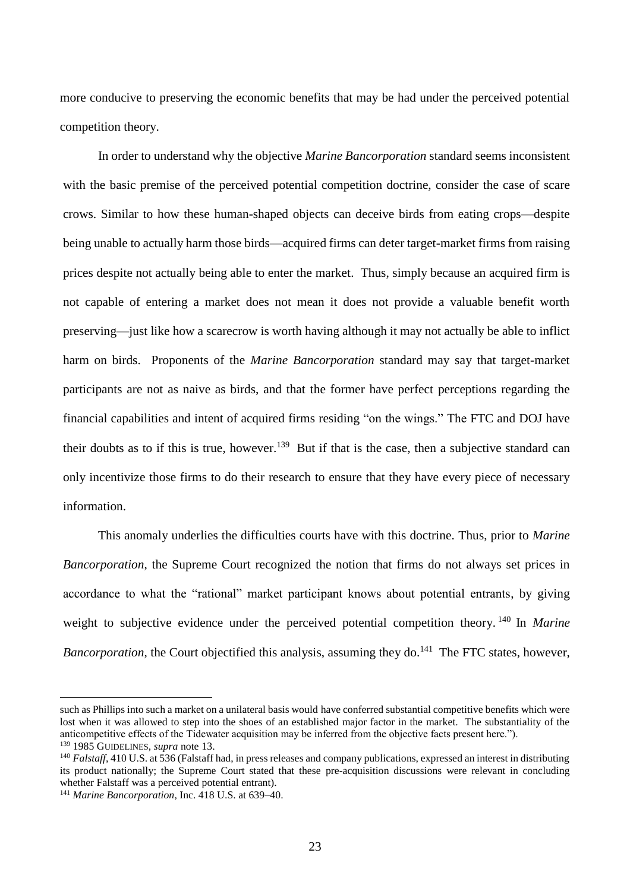more conducive to preserving the economic benefits that may be had under the perceived potential competition theory.

In order to understand why the objective *Marine Bancorporation* standard seems inconsistent with the basic premise of the perceived potential competition doctrine, consider the case of scare crows. Similar to how these human-shaped objects can deceive birds from eating crops—despite being unable to actually harm those birds—acquired firms can deter target-market firms from raising prices despite not actually being able to enter the market. Thus, simply because an acquired firm is not capable of entering a market does not mean it does not provide a valuable benefit worth preserving—just like how a scarecrow is worth having although it may not actually be able to inflict harm on birds. Proponents of the *Marine Bancorporation* standard may say that target-market participants are not as naive as birds, and that the former have perfect perceptions regarding the financial capabilities and intent of acquired firms residing "on the wings." The FTC and DOJ have their doubts as to if this is true, however.[139] But if that is the case, then a subjective standard can only incentivize those firms to do their research to ensure that they have every piece of necessary information.

This anomaly underlies the difficulties courts have with this doctrine. Thus, prior to *Marine Bancorporation*, the Supreme Court recognized the notion that firms do not always set prices in accordance to what the "rational" market participant knows about potential entrants, by giving weight to subjective evidence under the perceived potential competition theory.[140] In *Marine Bancorporation*, the Court objectified this analysis, assuming they do.[141] The FTC states, however,

---

such as Phillips into such a market on a unilateral basis would have conferred substantial competitive benefits which were lost when it was allowed to step into the shoes of an established major factor in the market. The substantiality of the anticompetitive effects of the Tidewater acquisition may be inferred from the objective facts present here.").

[139] 1985 GUIDELINES, *supra* note 13.

[140] *Falstaff*, 410 U.S. at 536 (Falstaff had, in press releases and company publications, expressed an interest in distributing its product nationally; the Supreme Court stated that these pre-acquisition discussions were relevant in concluding whether Falstaff was a perceived potential entrant).

[141] *Marine Bancorporation*, Inc. 418 U.S. at 639–40.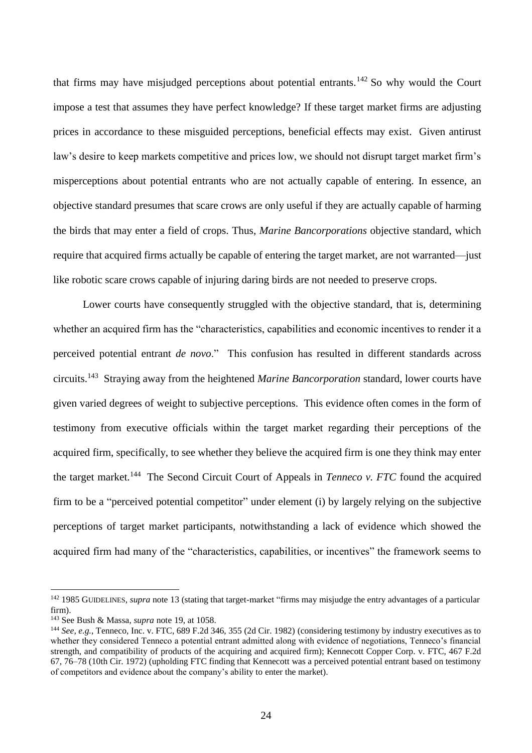that firms may have misjudged perceptions about potential entrants.[142] So why would the Court impose a test that assumes they have perfect knowledge? If these target market firms are adjusting prices in accordance to these misguided perceptions, beneficial effects may exist. Given antirust law's desire to keep markets competitive and prices low, we should not disrupt target market firm's misperceptions about potential entrants who are not actually capable of entering. In essence, an objective standard presumes that scare crows are only useful if they are actually capable of harming the birds that may enter a field of crops. Thus, *Marine Bancorporations* objective standard, which require that acquired firms actually be capable of entering the target market, are not warranted—just like robotic scare crows capable of injuring daring birds are not needed to preserve crops.

Lower courts have consequently struggled with the objective standard, that is, determining whether an acquired firm has the "characteristics, capabilities and economic incentives to render it a perceived potential entrant *de novo*." This confusion has resulted in different standards across circuits.[143] Straying away from the heightened *Marine Bancorporation* standard, lower courts have given varied degrees of weight to subjective perceptions. This evidence often comes in the form of testimony from executive officials within the target market regarding their perceptions of the acquired firm, specifically, to see whether they believe the acquired firm is one they think may enter the target market.[144] The Second Circuit Court of Appeals in *Tenneco v. FTC* found the acquired firm to be a "perceived potential competitor" under element (i) by largely relying on the subjective perceptions of target market participants, notwithstanding a lack of evidence which showed the acquired firm had many of the "characteristics, capabilities, or incentives" the framework seems to

---

[142] 1985 GUIDELINES, *supra* note 13 (stating that target-market "firms may misjudge the entry advantages of a particular firm).

[143] See Bush & Massa, *supra* note 19, at 1058.

[144] *See, e.g.*, Tenneco, Inc. v. FTC, 689 F.2d 346, 355 (2d Cir. 1982) (considering testimony by industry executives as to whether they considered Tenneco a potential entrant admitted along with evidence of negotiations, Tenneco's financial strength, and compatibility of products of the acquiring and acquired firm); Kennecott Copper Corp. v. FTC, 467 F.2d 67, 76–78 (10th Cir. 1972) (upholding FTC finding that Kennecott was a perceived potential entrant based on testimony of competitors and evidence about the company's ability to enter the market).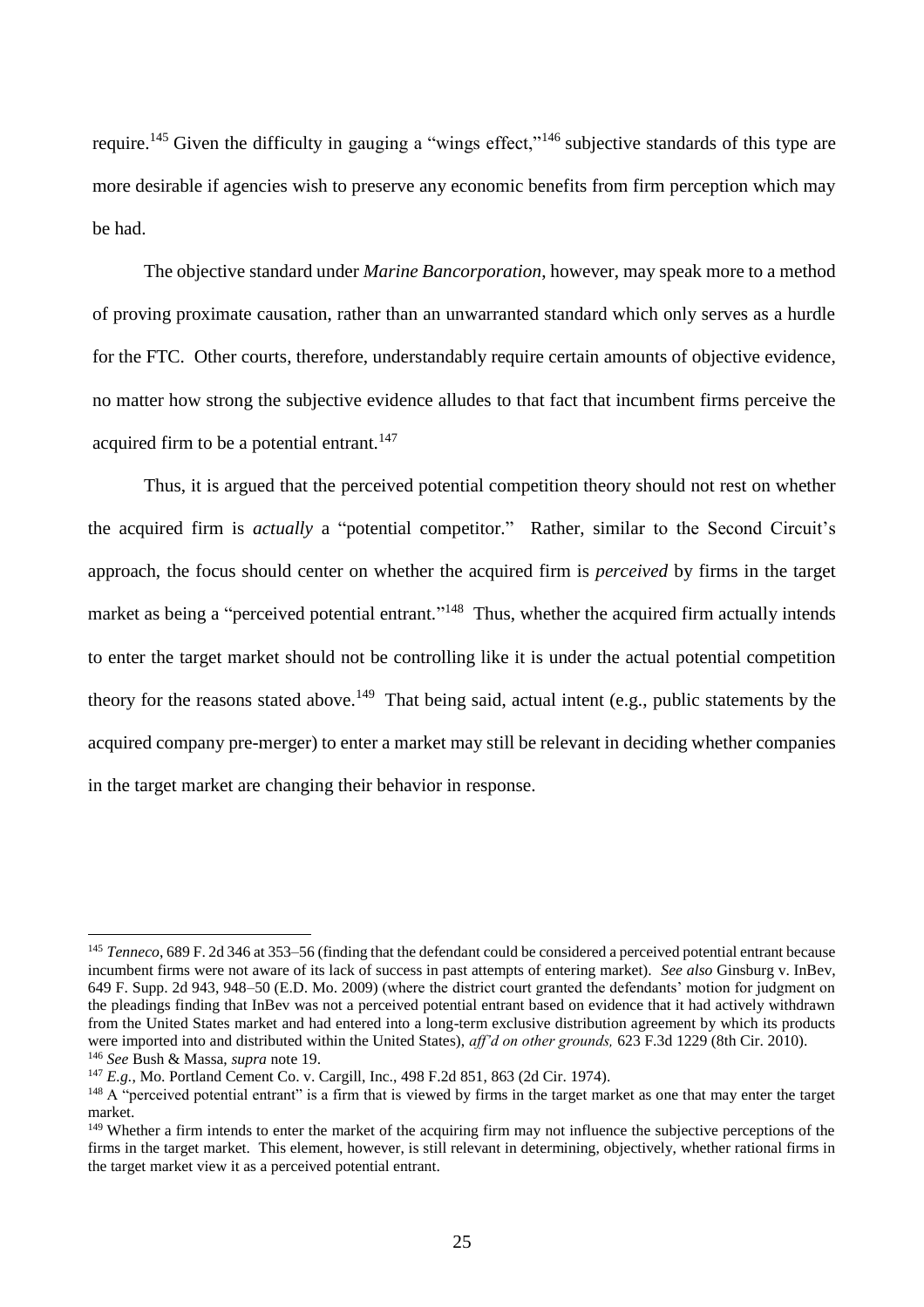require.[145] Given the difficulty in gauging a "wings effect,"[146] subjective standards of this type are more desirable if agencies wish to preserve any economic benefits from firm perception which may be had.

The objective standard under *Marine Bancorporation*, however, may speak more to a method of proving proximate causation, rather than an unwarranted standard which only serves as a hurdle for the FTC. Other courts, therefore, understandably require certain amounts of objective evidence, no matter how strong the subjective evidence alludes to that fact that incumbent firms perceive the acquired firm to be a potential entrant.[147]

Thus, it is argued that the perceived potential competition theory should not rest on whether the acquired firm is *actually* a "potential competitor." Rather, similar to the Second Circuit's approach, the focus should center on whether the acquired firm is *perceived* by firms in the target market as being a "perceived potential entrant."[148] Thus, whether the acquired firm actually intends to enter the target market should not be controlling like it is under the actual potential competition theory for the reasons stated above.[149] That being said, actual intent (e.g., public statements by the acquired company pre-merger) to enter a market may still be relevant in deciding whether companies in the target market are changing their behavior in response.

---

[145] *Tenneco*, 689 F. 2d 346 at 353–56 (finding that the defendant could be considered a perceived potential entrant because incumbent firms were not aware of its lack of success in past attempts of entering market). *See also* Ginsburg v. InBev, 649 F. Supp. 2d 943, 948–50 (E.D. Mo. 2009) (where the district court granted the defendants' motion for judgment on the pleadings finding that InBev was not a perceived potential entrant based on evidence that it had actively withdrawn from the United States market and had entered into a long-term exclusive distribution agreement by which its products were imported into and distributed within the United States), *aff'd on other grounds,* 623 F.3d 1229 (8th Cir. 2010).

[146] *See* Bush & Massa, *supra* note 19.

[147] *E.g.*, Mo. Portland Cement Co. v. Cargill, Inc., 498 F.2d 851, 863 (2d Cir. 1974).

[148] A "perceived potential entrant" is a firm that is viewed by firms in the target market as one that may enter the target market.

[149] Whether a firm intends to enter the market of the acquiring firm may not influence the subjective perceptions of the firms in the target market. This element, however, is still relevant in determining, objectively, whether rational firms in the target market view it as a perceived potential entrant.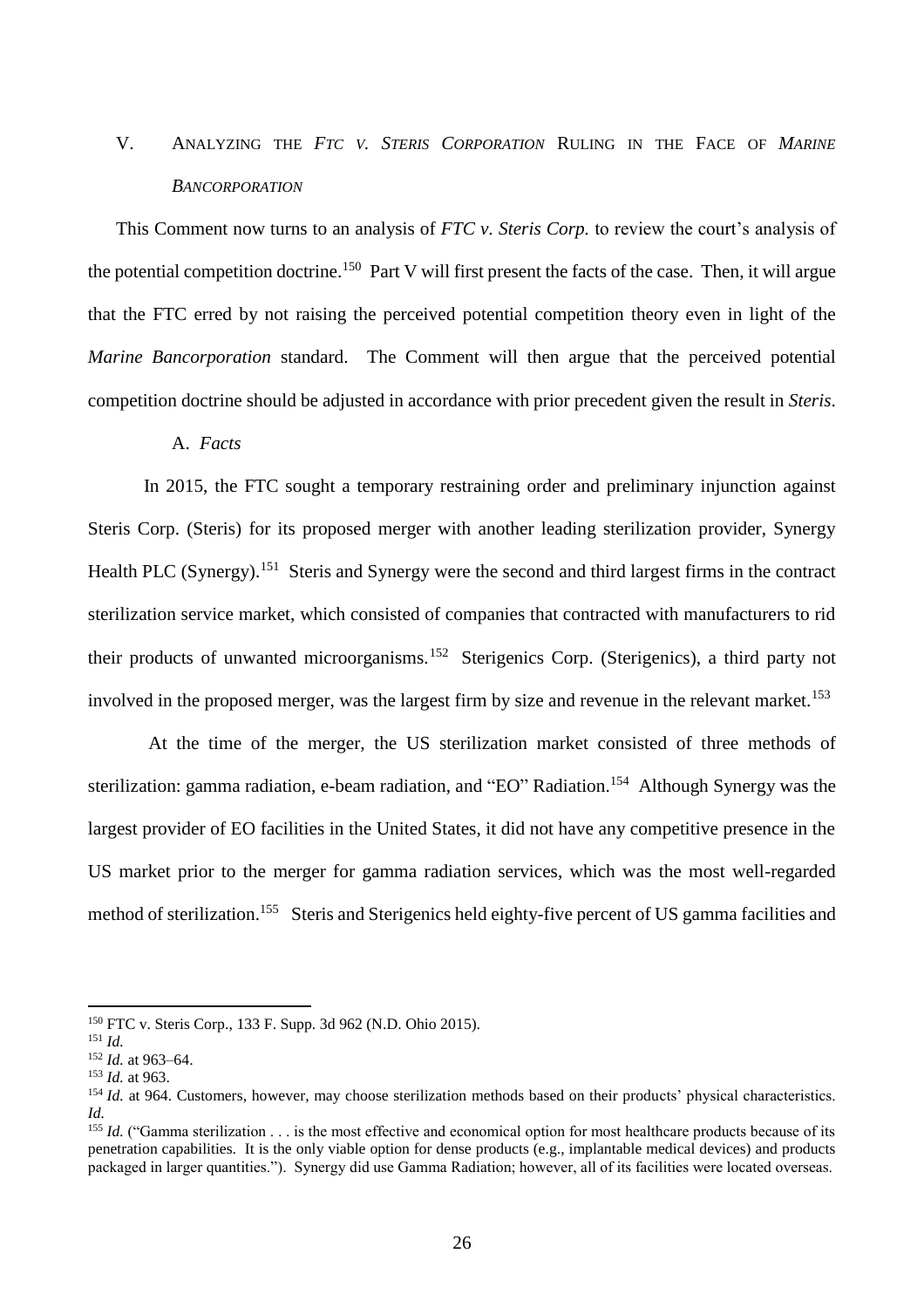## V. Analyzing the *FTC v. Steris Corporation* Ruling in the Face of *Marine Bancorporation*

This Comment now turns to an analysis of *FTC v. Steris Corp.* to review the court's analysis of the potential competition doctrine.[150] Part V will first present the facts of the case. Then, it will argue that the FTC erred by not raising the perceived potential competition theory even in light of the *Marine Bancorporation* standard. The Comment will then argue that the perceived potential competition doctrine should be adjusted in accordance with prior precedent given the result in *Steris*.

### A. *Facts*

In 2015, the FTC sought a temporary restraining order and preliminary injunction against Steris Corp. (Steris) for its proposed merger with another leading sterilization provider, Synergy Health PLC (Synergy).[151] Steris and Synergy were the second and third largest firms in the contract sterilization service market, which consisted of companies that contracted with manufacturers to rid their products of unwanted microorganisms.[152] Sterigenics Corp. (Sterigenics), a third party not involved in the proposed merger, was the largest firm by size and revenue in the relevant market.[153]

At the time of the merger, the US sterilization market consisted of three methods of sterilization: gamma radiation, e-beam radiation, and "EO" Radiation.[154] Although Synergy was the largest provider of EO facilities in the United States, it did not have any competitive presence in the US market prior to the merger for gamma radiation services, which was the most well-regarded method of sterilization.[155] Steris and Sterigenics held eighty-five percent of US gamma facilities and

---

[150] FTC v. Steris Corp., 133 F. Supp. 3d 962 (N.D. Ohio 2015).

[151] *Id.*

[152] *Id.* at 963–64.

[153] *Id.* at 963.

[154] *Id.* at 964. Customers, however, may choose sterilization methods based on their products' physical characteristics. *Id.*

[155] *Id.* ("Gamma sterilization . . . is the most effective and economical option for most healthcare products because of its penetration capabilities. It is the only viable option for dense products (e.g., implantable medical devices) and products packaged in larger quantities."). Synergy did use Gamma Radiation; however, all of its facilities were located overseas.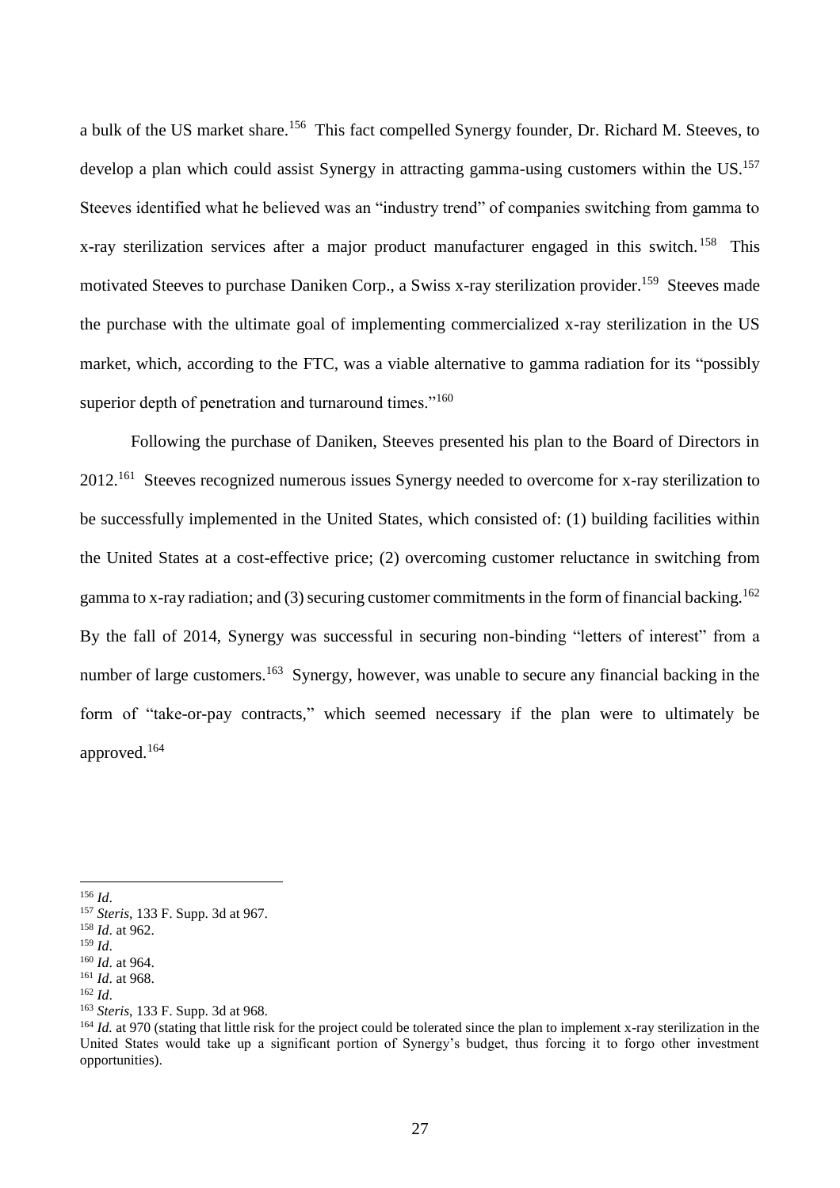a bulk of the US market share.[156] This fact compelled Synergy founder, Dr. Richard M. Steeves, to develop a plan which could assist Synergy in attracting gamma-using customers within the US.[157] Steeves identified what he believed was an "industry trend" of companies switching from gamma to x-ray sterilization services after a major product manufacturer engaged in this switch.[158] This motivated Steeves to purchase Daniken Corp., a Swiss x-ray sterilization provider.[159] Steeves made the purchase with the ultimate goal of implementing commercialized x-ray sterilization in the US market, which, according to the FTC, was a viable alternative to gamma radiation for its "possibly superior depth of penetration and turnaround times."[160]

Following the purchase of Daniken, Steeves presented his plan to the Board of Directors in 2012.[161] Steeves recognized numerous issues Synergy needed to overcome for x-ray sterilization to be successfully implemented in the United States, which consisted of: (1) building facilities within the United States at a cost-effective price; (2) overcoming customer reluctance in switching from gamma to x-ray radiation; and (3) securing customer commitments in the form of financial backing.[162] By the fall of 2014, Synergy was successful in securing non-binding "letters of interest" from a number of large customers.[163] Synergy, however, was unable to secure any financial backing in the form of "take-or-pay contracts," which seemed necessary if the plan were to ultimately be approved.[164]

---

[156] *Id*.

[157] *Steris*, 133 F. Supp. 3d at 967.

[158] *Id*. at 962.

[159] *Id*.

[160] *Id*. at 964.

[161] *Id*. at 968.

[162] *Id*.

[163] *Steris*, 133 F. Supp. 3d at 968.

[164] *Id.* at 970 (stating that little risk for the project could be tolerated since the plan to implement x-ray sterilization in the United States would take up a significant portion of Synergy's budget, thus forcing it to forgo other investment opportunities).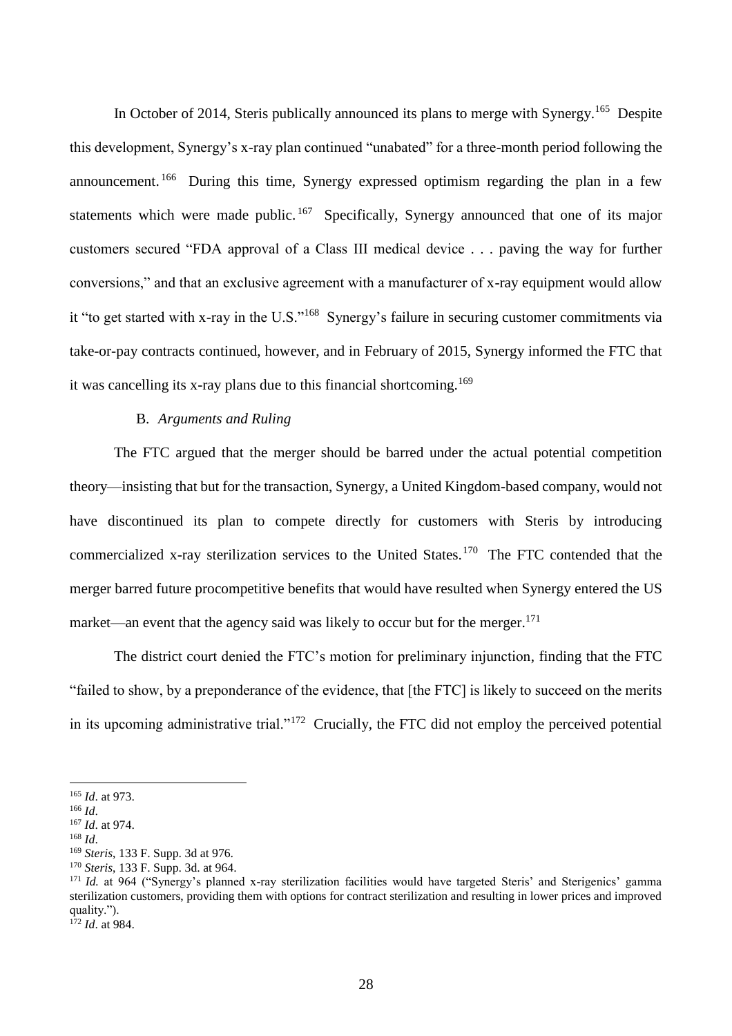In October of 2014, Steris publically announced its plans to merge with Synergy.[165] Despite this development, Synergy's x-ray plan continued "unabated" for a three-month period following the announcement.[166] During this time, Synergy expressed optimism regarding the plan in a few statements which were made public.[167] Specifically, Synergy announced that one of its major customers secured "FDA approval of a Class III medical device . . . paving the way for further conversions," and that an exclusive agreement with a manufacturer of x-ray equipment would allow it "to get started with x-ray in the U.S."[168] Synergy's failure in securing customer commitments via take-or-pay contracts continued, however, and in February of 2015, Synergy informed the FTC that it was cancelling its x-ray plans due to this financial shortcoming.[169]

### B. *Arguments and Ruling*

The FTC argued that the merger should be barred under the actual potential competition theory—insisting that but for the transaction, Synergy, a United Kingdom-based company, would not have discontinued its plan to compete directly for customers with Steris by introducing commercialized x-ray sterilization services to the United States.[170] The FTC contended that the merger barred future procompetitive benefits that would have resulted when Synergy entered the US market—an event that the agency said was likely to occur but for the merger.[171]

The district court denied the FTC's motion for preliminary injunction, finding that the FTC "failed to show, by a preponderance of the evidence, that [the FTC] is likely to succeed on the merits in its upcoming administrative trial."[172] Crucially, the FTC did not employ the perceived potential

---

[165] *Id*. at 973.
[166] *Id*.
[167] *Id*. at 974.
[168] *Id*.
[169] *Steris*, 133 F. Supp. 3d at 976.
[170] *Steris*, 133 F. Supp. 3d. at 964.
[171] *Id.* at 964 ("Synergy's planned x-ray sterilization facilities would have targeted Steris' and Sterigenics' gamma sterilization customers, providing them with options for contract sterilization and resulting in lower prices and improved quality.").
[172] *Id*. at 984.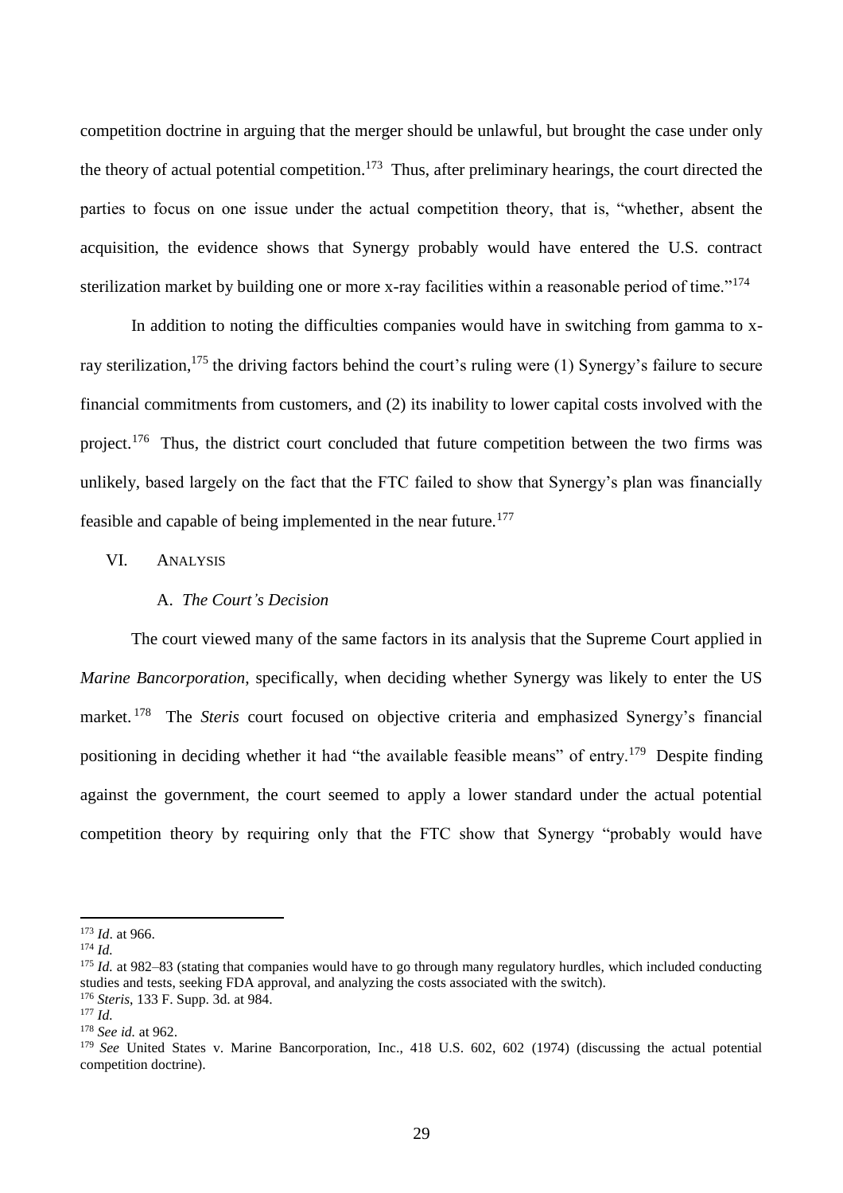competition doctrine in arguing that the merger should be unlawful, but brought the case under only the theory of actual potential competition.[173] Thus, after preliminary hearings, the court directed the parties to focus on one issue under the actual competition theory, that is, "whether, absent the acquisition, the evidence shows that Synergy probably would have entered the U.S. contract sterilization market by building one or more x-ray facilities within a reasonable period of time."[174]

In addition to noting the difficulties companies would have in switching from gamma to x-ray sterilization,[175] the driving factors behind the court's ruling were (1) Synergy's failure to secure financial commitments from customers, and (2) its inability to lower capital costs involved with the project.[176] Thus, the district court concluded that future competition between the two firms was unlikely, based largely on the fact that the FTC failed to show that Synergy's plan was financially feasible and capable of being implemented in the near future.[177]

## VI. Analysis

### A. *The Court's Decision*

The court viewed many of the same factors in its analysis that the Supreme Court applied in *Marine Bancorporation*, specifically, when deciding whether Synergy was likely to enter the US market.[178] The *Steris* court focused on objective criteria and emphasized Synergy's financial positioning in deciding whether it had "the available feasible means" of entry.[179] Despite finding against the government, the court seemed to apply a lower standard under the actual potential competition theory by requiring only that the FTC show that Synergy "probably would have

---

[173] *Id*. at 966.

[174] *Id.*

[175] *Id.* at 982–83 (stating that companies would have to go through many regulatory hurdles, which included conducting studies and tests, seeking FDA approval, and analyzing the costs associated with the switch).

[176] *Steris*, 133 F. Supp. 3d. at 984.

[177] *Id.*

[178] *See id.* at 962.

[179] *See* United States v. Marine Bancorporation, Inc., 418 U.S. 602, 602 (1974) (discussing the actual potential competition doctrine).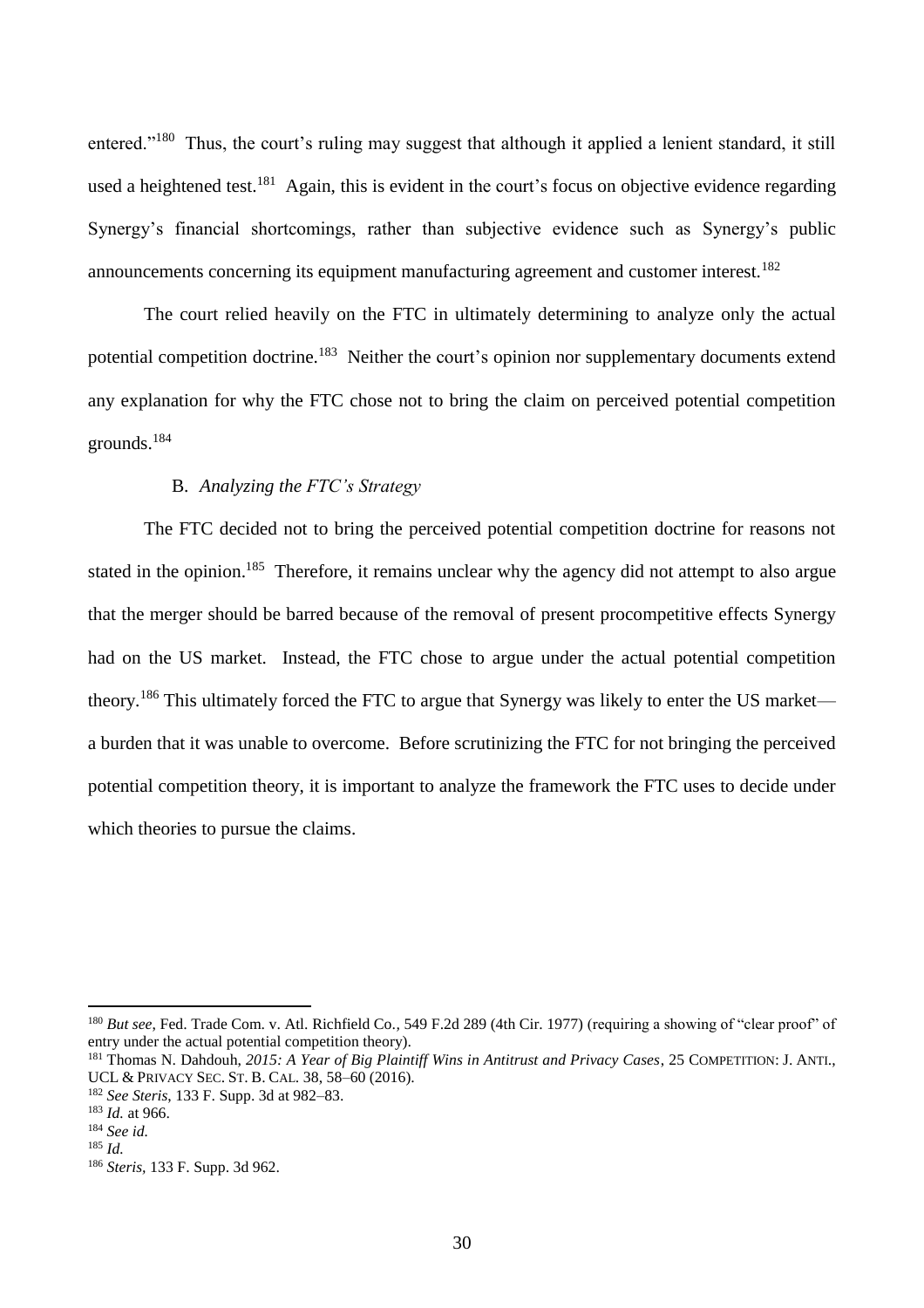entered."[180] Thus, the court's ruling may suggest that although it applied a lenient standard, it still used a heightened test.[181] Again, this is evident in the court's focus on objective evidence regarding Synergy's financial shortcomings, rather than subjective evidence such as Synergy's public announcements concerning its equipment manufacturing agreement and customer interest.[182]

The court relied heavily on the FTC in ultimately determining to analyze only the actual potential competition doctrine.[183] Neither the court's opinion nor supplementary documents extend any explanation for why the FTC chose not to bring the claim on perceived potential competition grounds.[184]

### B. *Analyzing the FTC's Strategy*

The FTC decided not to bring the perceived potential competition doctrine for reasons not stated in the opinion.[185] Therefore, it remains unclear why the agency did not attempt to also argue that the merger should be barred because of the removal of present procompetitive effects Synergy had on the US market. Instead, the FTC chose to argue under the actual potential competition theory.[186] This ultimately forced the FTC to argue that Synergy was likely to enter the US market—a burden that it was unable to overcome. Before scrutinizing the FTC for not bringing the perceived potential competition theory, it is important to analyze the framework the FTC uses to decide under which theories to pursue the claims.

---

[180] *But see*, Fed. Trade Com. v. Atl. Richfield Co., 549 F.2d 289 (4th Cir. 1977) (requiring a showing of "clear proof" of entry under the actual potential competition theory).

[181] Thomas N. Dahdouh, *2015: A Year of Big Plaintiff Wins in Antitrust and Privacy Cases*, 25 COMPETITION: J. ANTI., UCL & PRIVACY SEC. ST. B. CAL. 38, 58–60 (2016).

[182] *See Steris*, 133 F. Supp. 3d at 982–83.

[183] *Id.* at 966.

[184] *See id.*

[185] *Id.*

[186] *Steris*, 133 F. Supp. 3d 962.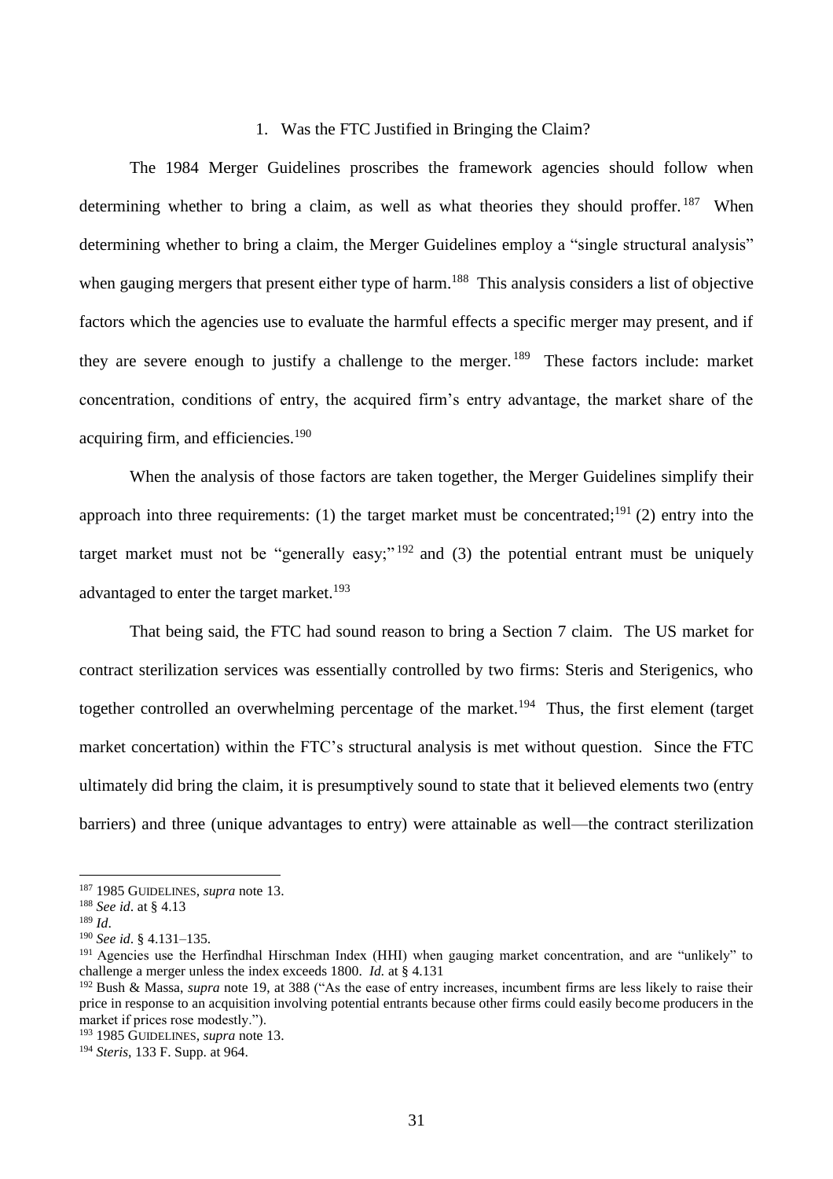### 1. Was the FTC Justified in Bringing the Claim?

The 1984 Merger Guidelines proscribes the framework agencies should follow when determining whether to bring a claim, as well as what theories they should proffer.[187] When determining whether to bring a claim, the Merger Guidelines employ a "single structural analysis" when gauging mergers that present either type of harm.[188] This analysis considers a list of objective factors which the agencies use to evaluate the harmful effects a specific merger may present, and if they are severe enough to justify a challenge to the merger.[189] These factors include: market concentration, conditions of entry, the acquired firm's entry advantage, the market share of the acquiring firm, and efficiencies.[190]

When the analysis of those factors are taken together, the Merger Guidelines simplify their approach into three requirements: (1) the target market must be concentrated;[191] (2) entry into the target market must not be "generally easy;"[192] and (3) the potential entrant must be uniquely advantaged to enter the target market.[193]

That being said, the FTC had sound reason to bring a Section 7 claim. The US market for contract sterilization services was essentially controlled by two firms: Steris and Sterigenics, who together controlled an overwhelming percentage of the market.[194] Thus, the first element (target market concertation) within the FTC's structural analysis is met without question. Since the FTC ultimately did bring the claim, it is presumptively sound to state that it believed elements two (entry barriers) and three (unique advantages to entry) were attainable as well—the contract sterilization

---

[187] 1985 GUIDELINES, *supra* note 13.

[188] *See id*. at § 4.13

[189] *Id*.

[190] *See id*. § 4.131–135.

[191] Agencies use the Herfindhal Hirschman Index (HHI) when gauging market concentration, and are "unlikely" to challenge a merger unless the index exceeds 1800. *Id.* at § 4.131

[192] Bush & Massa, *supra* note 19, at 388 ("As the ease of entry increases, incumbent firms are less likely to raise their price in response to an acquisition involving potential entrants because other firms could easily become producers in the market if prices rose modestly.").

[193] 1985 GUIDELINES, *supra* note 13.

[194] *Steris*, 133 F. Supp. at 964.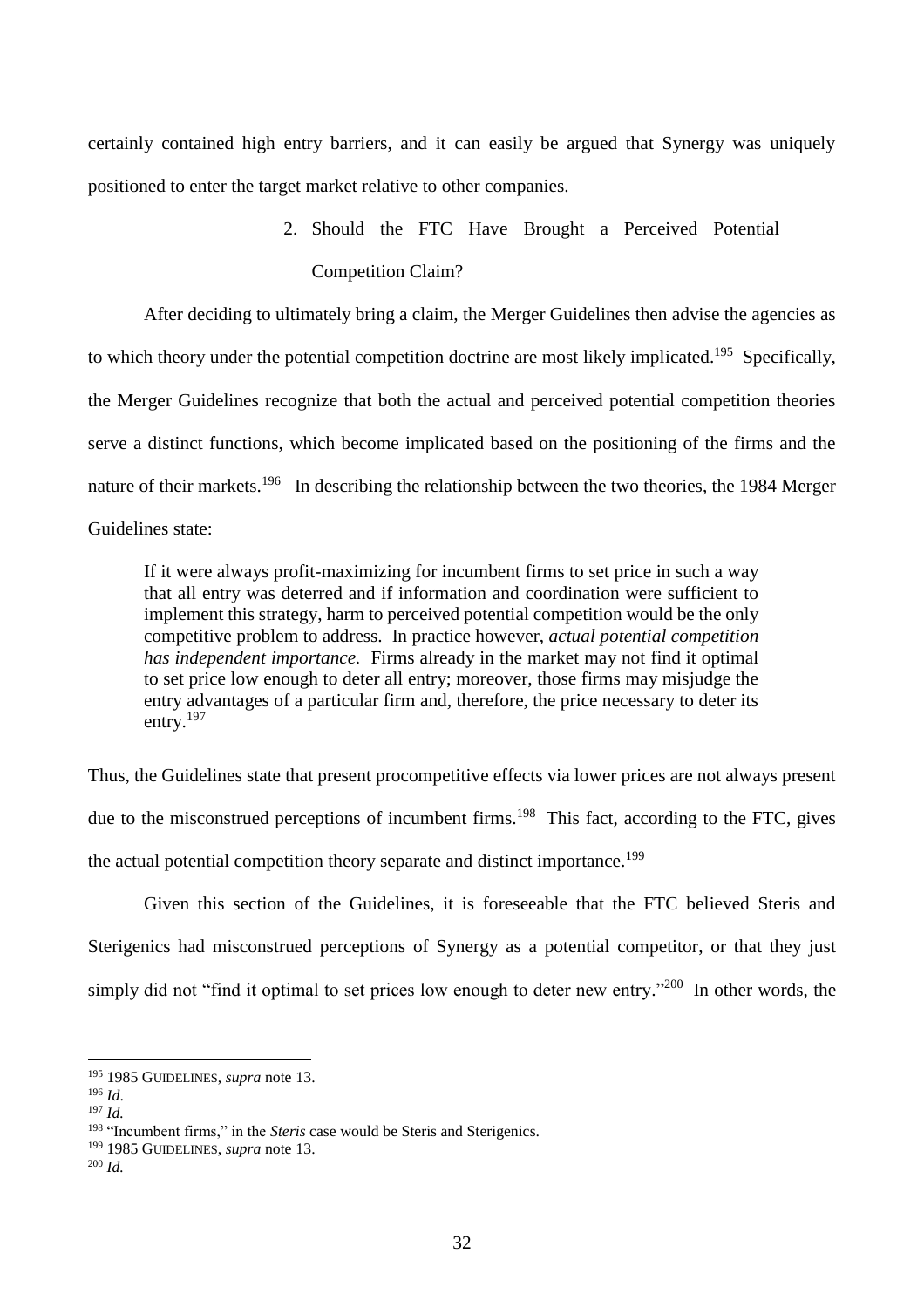certainly contained high entry barriers, and it can easily be argued that Synergy was uniquely positioned to enter the target market relative to other companies.

### 2. Should the FTC Have Brought a Perceived Potential Competition Claim?

After deciding to ultimately bring a claim, the Merger Guidelines then advise the agencies as to which theory under the potential competition doctrine are most likely implicated.[195] Specifically, the Merger Guidelines recognize that both the actual and perceived potential competition theories serve a distinct functions, which become implicated based on the positioning of the firms and the nature of their markets.[196] In describing the relationship between the two theories, the 1984 Merger Guidelines state:

> If it were always profit-maximizing for incumbent firms to set price in such a way that all entry was deterred and if information and coordination were sufficient to implement this strategy, harm to perceived potential competition would be the only competitive problem to address. In practice however, *actual potential competition has independent importance.* Firms already in the market may not find it optimal to set price low enough to deter all entry; moreover, those firms may misjudge the entry advantages of a particular firm and, therefore, the price necessary to deter its entry.[197]

Thus, the Guidelines state that present procompetitive effects via lower prices are not always present due to the misconstrued perceptions of incumbent firms.[198] This fact, according to the FTC, gives the actual potential competition theory separate and distinct importance.[199]

Given this section of the Guidelines, it is foreseeable that the FTC believed Steris and Sterigenics had misconstrued perceptions of Synergy as a potential competitor, or that they just simply did not "find it optimal to set prices low enough to deter new entry."[200] In other words, the

---

[195] 1985 GUIDELINES, *supra* note 13.
[196] *Id*.
[197] *Id.*
[198] "Incumbent firms," in the *Steris* case would be Steris and Sterigenics.
[199] 1985 GUIDELINES, *supra* note 13.
[200] *Id.*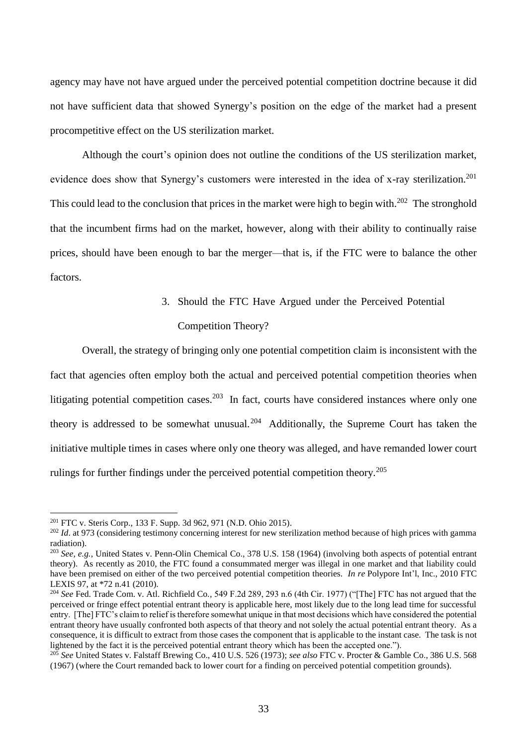agency may have not have argued under the perceived potential competition doctrine because it did not have sufficient data that showed Synergy's position on the edge of the market had a present procompetitive effect on the US sterilization market.

Although the court's opinion does not outline the conditions of the US sterilization market, evidence does show that Synergy's customers were interested in the idea of x-ray sterilization.[201] This could lead to the conclusion that prices in the market were high to begin with.[202] The stronghold that the incumbent firms had on the market, however, along with their ability to continually raise prices, should have been enough to bar the merger—that is, if the FTC were to balance the other factors.

### 3. Should the FTC Have Argued under the Perceived Potential Competition Theory?

Overall, the strategy of bringing only one potential competition claim is inconsistent with the fact that agencies often employ both the actual and perceived potential competition theories when litigating potential competition cases.[203] In fact, courts have considered instances where only one theory is addressed to be somewhat unusual.[204] Additionally, the Supreme Court has taken the initiative multiple times in cases where only one theory was alleged, and have remanded lower court rulings for further findings under the perceived potential competition theory.[205]

---

[201] FTC v. Steris Corp., 133 F. Supp. 3d 962, 971 (N.D. Ohio 2015).

[202] *Id*. at 973 (considering testimony concerning interest for new sterilization method because of high prices with gamma radiation).

[203] *See, e.g.*, United States v. Penn-Olin Chemical Co., 378 U.S. 158 (1964) (involving both aspects of potential entrant theory). As recently as 2010, the FTC found a consummated merger was illegal in one market and that liability could have been premised on either of the two perceived potential competition theories. *In re* Polypore Int'l, Inc., 2010 FTC LEXIS 97, at *72 n.41 (2010).

[204] *See* Fed. Trade Com. v. Atl. Richfield Co., 549 F.2d 289, 293 n.6 (4th Cir. 1977) ("[The] FTC has not argued that the perceived or fringe effect potential entrant theory is applicable here, most likely due to the long lead time for successful entry. [The] FTC's claim to relief is therefore somewhat unique in that most decisions which have considered the potential entrant theory have usually confronted both aspects of that theory and not solely the actual potential entrant theory. As a consequence, it is difficult to extract from those cases the component that is applicable to the instant case. The task is not lightened by the fact it is the perceived potential entrant theory which has been the accepted one.").

[205] *See* United States v. Falstaff Brewing Co., 410 U.S. 526 (1973); *see also* FTC v. Procter & Gamble Co., 386 U.S. 568 (1967) (where the Court remanded back to lower court for a finding on perceived potential competition grounds).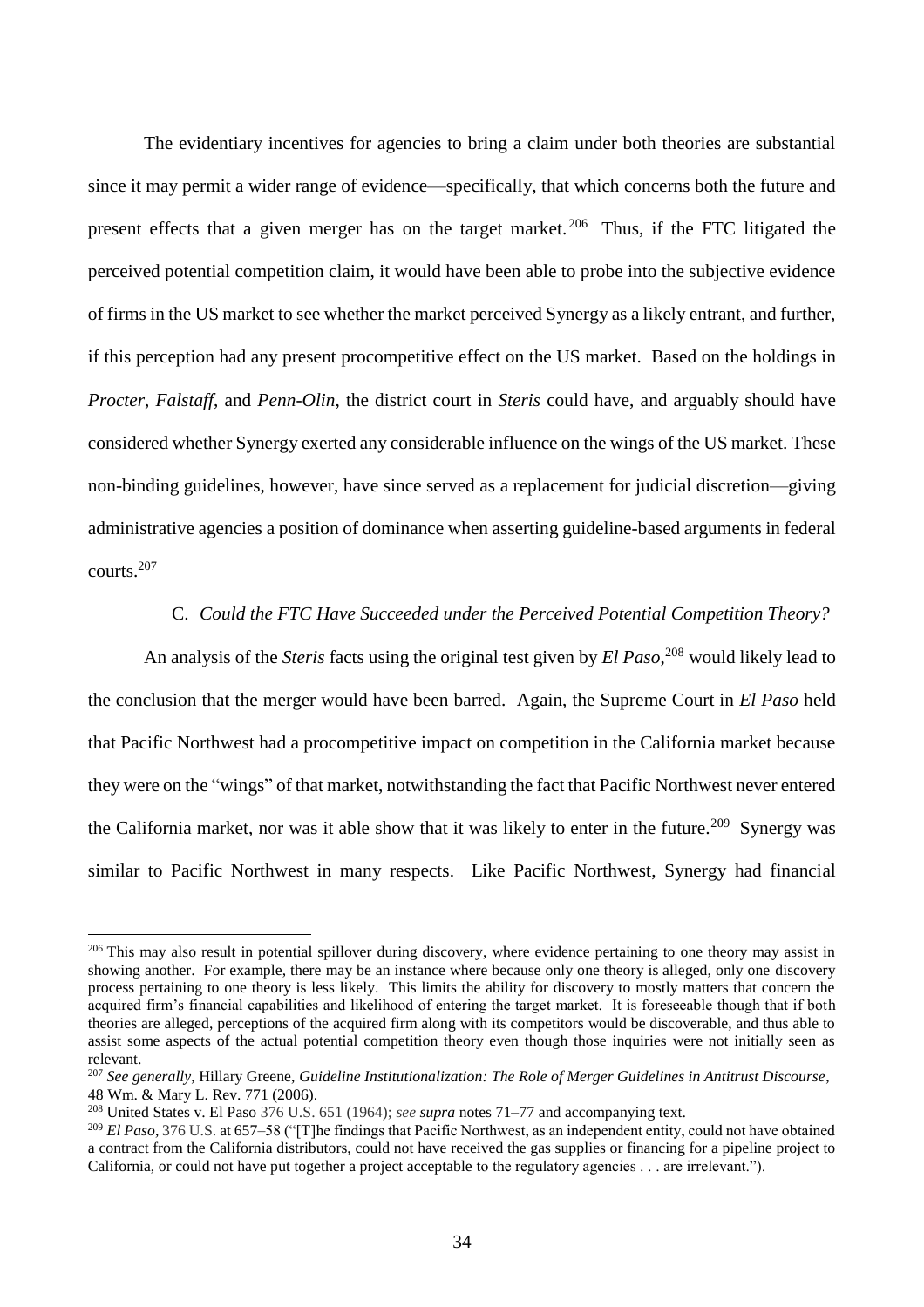The evidentiary incentives for agencies to bring a claim under both theories are substantial since it may permit a wider range of evidence—specifically, that which concerns both the future and present effects that a given merger has on the target market.[206] Thus, if the FTC litigated the perceived potential competition claim, it would have been able to probe into the subjective evidence of firms in the US market to see whether the market perceived Synergy as a likely entrant, and further, if this perception had any present procompetitive effect on the US market. Based on the holdings in *Procter*, *Falstaff*, and *Penn-Olin*, the district court in *Steris* could have, and arguably should have considered whether Synergy exerted any considerable influence on the wings of the US market. These non-binding guidelines, however, have since served as a replacement for judicial discretion—giving administrative agencies a position of dominance when asserting guideline-based arguments in federal courts.[207]

### C. *Could the FTC Have Succeeded under the Perceived Potential Competition Theory?*

An analysis of the *Steris* facts using the original test given by *El Paso*,[208] would likely lead to the conclusion that the merger would have been barred. Again, the Supreme Court in *El Paso* held that Pacific Northwest had a procompetitive impact on competition in the California market because they were on the "wings" of that market, notwithstanding the fact that Pacific Northwest never entered the California market, nor was it able show that it was likely to enter in the future.[209] Synergy was similar to Pacific Northwest in many respects. Like Pacific Northwest, Synergy had financial

---

[206] This may also result in potential spillover during discovery, where evidence pertaining to one theory may assist in showing another. For example, there may be an instance where because only one theory is alleged, only one discovery process pertaining to one theory is less likely. This limits the ability for discovery to mostly matters that concern the acquired firm's financial capabilities and likelihood of entering the target market. It is foreseeable though that if both theories are alleged, perceptions of the acquired firm along with its competitors would be discoverable, and thus able to assist some aspects of the actual potential competition theory even though those inquiries were not initially seen as relevant.

[207] *See generally*, Hillary Greene, *Guideline Institutionalization: The Role of Merger Guidelines in Antitrust Discourse*, 48 Wm. & Mary L. Rev. 771 (2006).

[208] United States v. El Paso 376 U.S. 651 (1964); *see supra* notes 71–77 and accompanying text.

[209] *El Paso*, 376 U.S. at 657–58 ("[T]he findings that Pacific Northwest, as an independent entity, could not have obtained a contract from the California distributors, could not have received the gas supplies or financing for a pipeline project to California, or could not have put together a project acceptable to the regulatory agencies . . . are irrelevant.").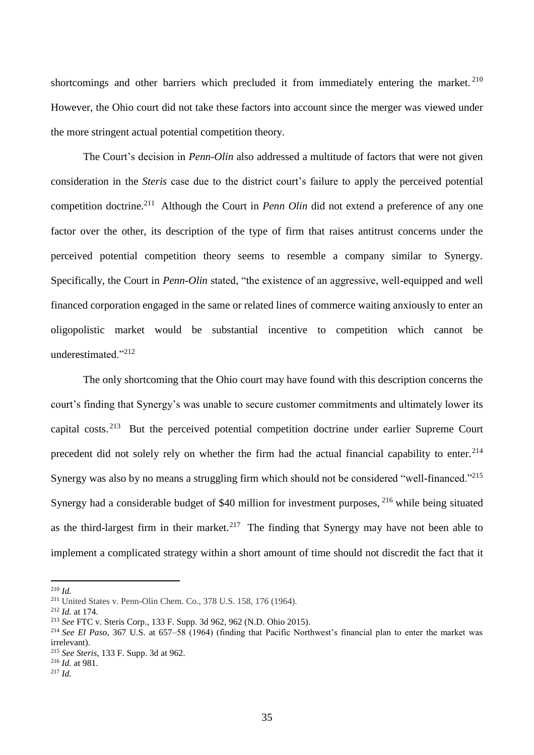shortcomings and other barriers which precluded it from immediately entering the market.[210] However, the Ohio court did not take these factors into account since the merger was viewed under the more stringent actual potential competition theory.

The Court's decision in *Penn-Olin* also addressed a multitude of factors that were not given consideration in the *Steris* case due to the district court's failure to apply the perceived potential competition doctrine.[211] Although the Court in *Penn Olin* did not extend a preference of any one factor over the other, its description of the type of firm that raises antitrust concerns under the perceived potential competition theory seems to resemble a company similar to Synergy. Specifically, the Court in *Penn-Olin* stated, "the existence of an aggressive, well-equipped and well financed corporation engaged in the same or related lines of commerce waiting anxiously to enter an oligopolistic market would be substantial incentive to competition which cannot be underestimated."[212]

The only shortcoming that the Ohio court may have found with this description concerns the court's finding that Synergy's was unable to secure customer commitments and ultimately lower its capital costs.[213] But the perceived potential competition doctrine under earlier Supreme Court precedent did not solely rely on whether the firm had the actual financial capability to enter.[214] Synergy was also by no means a struggling firm which should not be considered "well-financed."[215] Synergy had a considerable budget of $40 million for investment purposes,[216] while being situated as the third-largest firm in their market.[217] The finding that Synergy may have not been able to implement a complicated strategy within a short amount of time should not discredit the fact that it

---

[210] *Id.*

[211] United States v. Penn-Olin Chem. Co., 378 U.S. 158, 176 (1964).

[212] *Id.* at 174.

[213] *See* FTC v. Steris Corp., 133 F. Supp. 3d 962, 962 (N.D. Ohio 2015).

[214] *See El Paso*, 367 U.S. at 657–58 (1964) (finding that Pacific Northwest's financial plan to enter the market was irrelevant).

[215] *See Steris*, 133 F. Supp. 3d at 962.

[216] *Id.* at 981.

[217] *Id.*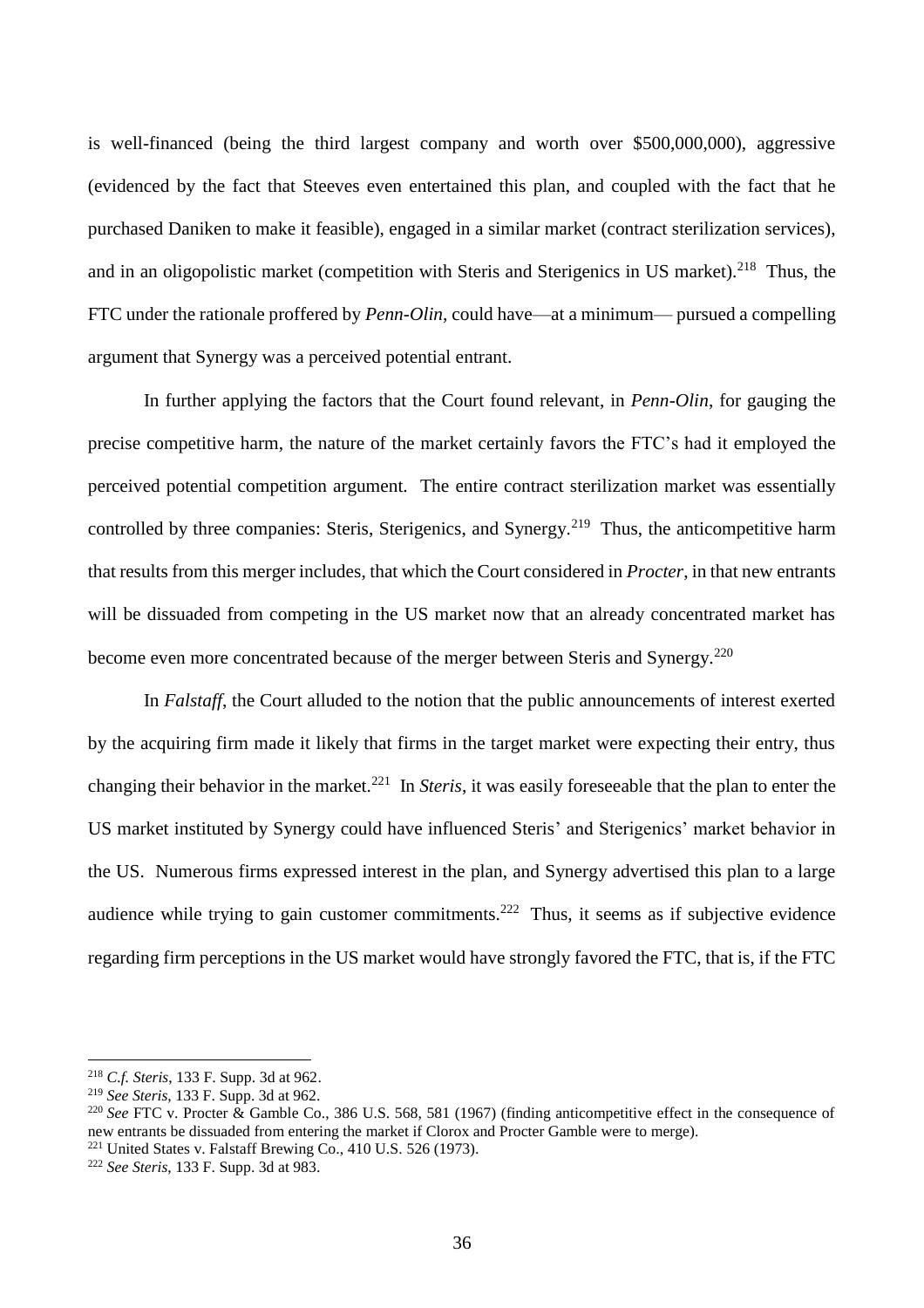is well-financed (being the third largest company and worth over $500,000,000), aggressive (evidenced by the fact that Steeves even entertained this plan, and coupled with the fact that he purchased Daniken to make it feasible), engaged in a similar market (contract sterilization services), and in an oligopolistic market (competition with Steris and Sterigenics in US market).[218] Thus, the FTC under the rationale proffered by *Penn-Olin*, could have—at a minimum— pursued a compelling argument that Synergy was a perceived potential entrant.

In further applying the factors that the Court found relevant, in *Penn-Olin*, for gauging the precise competitive harm, the nature of the market certainly favors the FTC's had it employed the perceived potential competition argument. The entire contract sterilization market was essentially controlled by three companies: Steris, Sterigenics, and Synergy.[219] Thus, the anticompetitive harm that results from this merger includes, that which the Court considered in *Procter*, in that new entrants will be dissuaded from competing in the US market now that an already concentrated market has become even more concentrated because of the merger between Steris and Synergy.[220]

In *Falstaff*, the Court alluded to the notion that the public announcements of interest exerted by the acquiring firm made it likely that firms in the target market were expecting their entry, thus changing their behavior in the market.[221] In *Steris*, it was easily foreseeable that the plan to enter the US market instituted by Synergy could have influenced Steris' and Sterigenics' market behavior in the US. Numerous firms expressed interest in the plan, and Synergy advertised this plan to a large audience while trying to gain customer commitments.[222] Thus, it seems as if subjective evidence regarding firm perceptions in the US market would have strongly favored the FTC, that is, if the FTC

---

[218] *C.f. Steris*, 133 F. Supp. 3d at 962.

[219] *See Steris*, 133 F. Supp. 3d at 962.

[220] *See* FTC v. Procter & Gamble Co., 386 U.S. 568, 581 (1967) (finding anticompetitive effect in the consequence of new entrants be dissuaded from entering the market if Clorox and Procter Gamble were to merge).

[221] United States v. Falstaff Brewing Co., 410 U.S. 526 (1973).

[222] *See Steris*, 133 F. Supp. 3d at 983.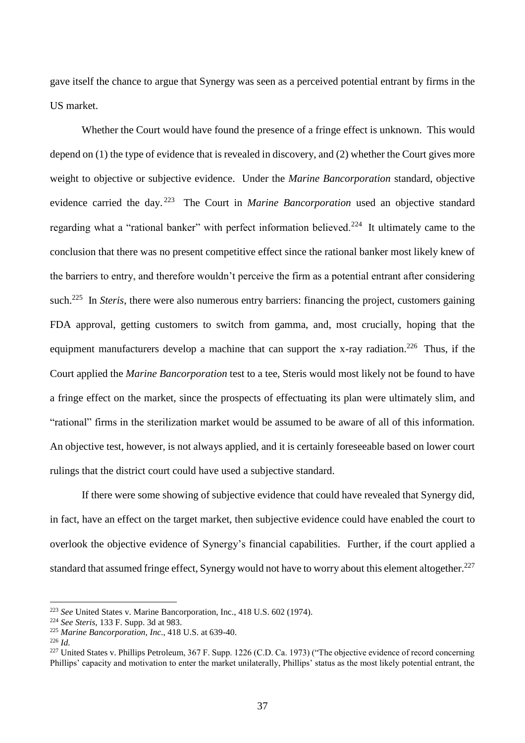gave itself the chance to argue that Synergy was seen as a perceived potential entrant by firms in the US market.

Whether the Court would have found the presence of a fringe effect is unknown. This would depend on (1) the type of evidence that is revealed in discovery, and (2) whether the Court gives more weight to objective or subjective evidence. Under the *Marine Bancorporation* standard, objective evidence carried the day.[223] The Court in *Marine Bancorporation* used an objective standard regarding what a "rational banker" with perfect information believed.[224] It ultimately came to the conclusion that there was no present competitive effect since the rational banker most likely knew of the barriers to entry, and therefore wouldn't perceive the firm as a potential entrant after considering such.[225] In *Steris*, there were also numerous entry barriers: financing the project, customers gaining FDA approval, getting customers to switch from gamma, and, most crucially, hoping that the equipment manufacturers develop a machine that can support the x-ray radiation.[226] Thus, if the Court applied the *Marine Bancorporation* test to a tee, Steris would most likely not be found to have a fringe effect on the market, since the prospects of effectuating its plan were ultimately slim, and "rational" firms in the sterilization market would be assumed to be aware of all of this information. An objective test, however, is not always applied, and it is certainly foreseeable based on lower court rulings that the district court could have used a subjective standard.

If there were some showing of subjective evidence that could have revealed that Synergy did, in fact, have an effect on the target market, then subjective evidence could have enabled the court to overlook the objective evidence of Synergy's financial capabilities. Further, if the court applied a standard that assumed fringe effect, Synergy would not have to worry about this element altogether.[227]

---

[223] *See* United States v. Marine Bancorporation, Inc., 418 U.S. 602 (1974).

[224] *See Steris*, 133 F. Supp. 3d at 983.

[225] *Marine Bancorporation, Inc.*, 418 U.S. at 639-40.

[226] *Id.*

[227] United States v. Phillips Petroleum, 367 F. Supp. 1226 (C.D. Ca. 1973) ("The objective evidence of record concerning Phillips' capacity and motivation to enter the market unilaterally, Phillips' status as the most likely potential entrant, the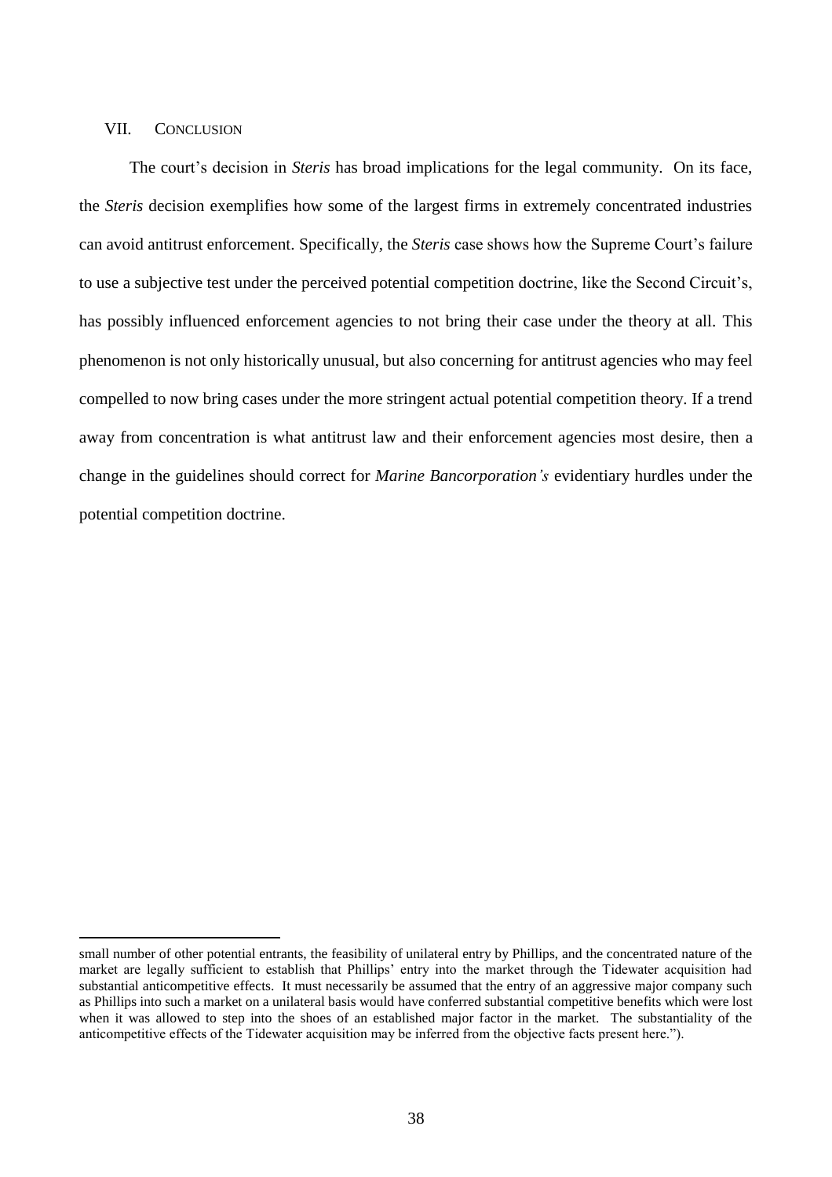## VII. CONCLUSION

The court's decision in *Steris* has broad implications for the legal community. On its face, the *Steris* decision exemplifies how some of the largest firms in extremely concentrated industries can avoid antitrust enforcement. Specifically, the *Steris* case shows how the Supreme Court's failure to use a subjective test under the perceived potential competition doctrine, like the Second Circuit's, has possibly influenced enforcement agencies to not bring their case under the theory at all. This phenomenon is not only historically unusual, but also concerning for antitrust agencies who may feel compelled to now bring cases under the more stringent actual potential competition theory. If a trend away from concentration is what antitrust law and their enforcement agencies most desire, then a change in the guidelines should correct for *Marine Bancorporation's* evidentiary hurdles under the potential competition doctrine.

---

small number of other potential entrants, the feasibility of unilateral entry by Phillips, and the concentrated nature of the market are legally sufficient to establish that Phillips' entry into the market through the Tidewater acquisition had substantial anticompetitive effects. It must necessarily be assumed that the entry of an aggressive major company such as Phillips into such a market on a unilateral basis would have conferred substantial competitive benefits which were lost when it was allowed to step into the shoes of an established major factor in the market. The substantiality of the anticompetitive effects of the Tidewater acquisition may be inferred from the objective facts present here.").